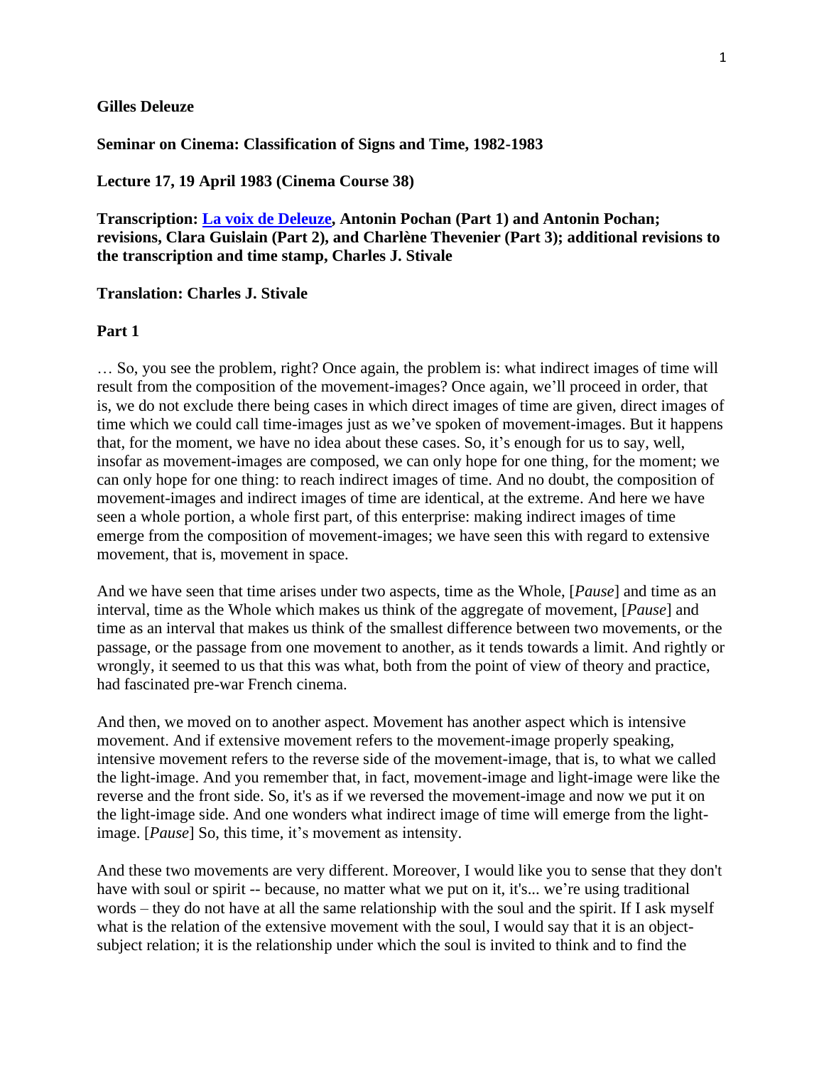**Gilles Deleuze**

**Seminar on Cinema: Classification of Signs and Time, 1982-1983**

**Lecture 17, 19 April 1983 (Cinema Course 38)**

**Transcription: La voix de Deleuze, Antonin Pochan (Part 1) and Antonin Pochan; revisions, Clara Guislain (Part 2), and Charlène Thevenier (Part 3); additional revisions to the transcription and time stamp, Charles J. Stivale**

**Translation: Charles J. Stivale**

**Part 1**

… So, you see the problem, right? Once again, the problem is: what indirect images of time will result from the composition of the movement-images? Once again, we'll proceed in order, that is, we do not exclude there being cases in which direct images of time are given, direct images of time which we could call time-images just as we've spoken of movement-images. But it happens that, for the moment, we have no idea about these cases. So, it's enough for us to say, well, insofar as movement-images are composed, we can only hope for one thing, for the moment; we can only hope for one thing: to reach indirect images of time. And no doubt, the composition of movement-images and indirect images of time are identical, at the extreme. And here we have seen a whole portion, a whole first part, of this enterprise: making indirect images of time emerge from the composition of movement-images; we have seen this with regard to extensive movement, that is, movement in space.

And we have seen that time arises under two aspects, time as the Whole, [*Pause*] and time as an interval, time as the Whole which makes us think of the aggregate of movement, [*Pause*] and time as an interval that makes us think of the smallest difference between two movements, or the passage, or the passage from one movement to another, as it tends towards a limit. And rightly or wrongly, it seemed to us that this was what, both from the point of view of theory and practice, had fascinated pre-war French cinema.

And then, we moved on to another aspect. Movement has another aspect which is intensive movement. And if extensive movement refers to the movement-image properly speaking, intensive movement refers to the reverse side of the movement-image, that is, to what we called the light-image. And you remember that, in fact, movement-image and light-image were like the reverse and the front side. So, it's as if we reversed the movement-image and now we put it on the light-image side. And one wonders what indirect image of time will emerge from the light-image. [*Pause*] So, this time, it's movement as intensity.

And these two movements are very different. Moreover, I would like you to sense that they don't have with soul or spirit -- because, no matter what we put on it, it's... we're using traditional words – they do not have at all the same relationship with the soul and the spirit. If I ask myself what is the relation of the extensive movement with the soul, I would say that it is an object-subject relation; it is the relationship under which the soul is invited to think and to find the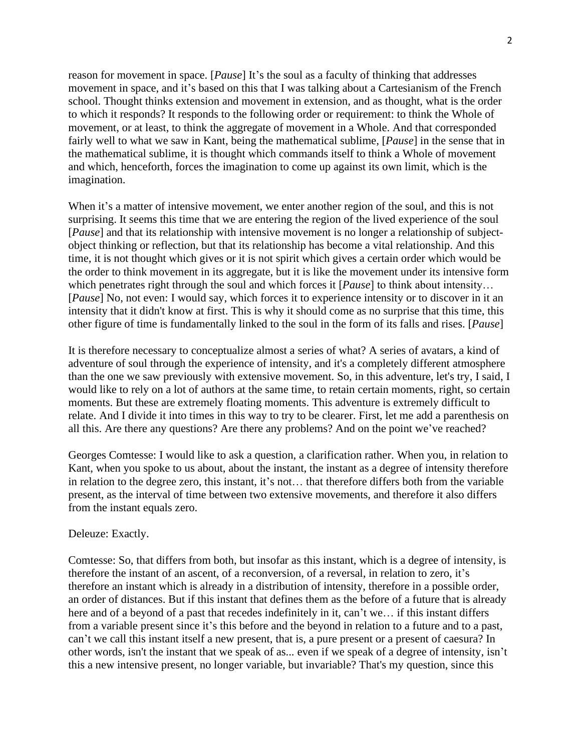reason for movement in space. [*Pause*] It's the soul as a faculty of thinking that addresses movement in space, and it's based on this that I was talking about a Cartesianism of the French school. Thought thinks extension and movement in extension, and as thought, what is the order to which it responds? It responds to the following order or requirement: to think the Whole of movement, or at least, to think the aggregate of movement in a Whole. And that corresponded fairly well to what we saw in Kant, being the mathematical sublime, [*Pause*] in the sense that in the mathematical sublime, it is thought which commands itself to think a Whole of movement and which, henceforth, forces the imagination to come up against its own limit, which is the imagination.

When it's a matter of intensive movement, we enter another region of the soul, and this is not surprising. It seems this time that we are entering the region of the lived experience of the soul [*Pause*] and that its relationship with intensive movement is no longer a relationship of subject-object thinking or reflection, but that its relationship has become a vital relationship. And this time, it is not thought which gives or it is not spirit which gives a certain order which would be the order to think movement in its aggregate, but it is like the movement under its intensive form which penetrates right through the soul and which forces it [*Pause*] to think about intensity… [*Pause*] No, not even: I would say, which forces it to experience intensity or to discover in it an intensity that it didn't know at first. This is why it should come as no surprise that this time, this other figure of time is fundamentally linked to the soul in the form of its falls and rises. [*Pause*]

It is therefore necessary to conceptualize almost a series of what? A series of avatars, a kind of adventure of soul through the experience of intensity, and it's a completely different atmosphere than the one we saw previously with extensive movement. So, in this adventure, let's try, I said, I would like to rely on a lot of authors at the same time, to retain certain moments, right, so certain moments. But these are extremely floating moments. This adventure is extremely difficult to relate. And I divide it into times in this way to try to be clearer. First, let me add a parenthesis on all this. Are there any questions? Are there any problems? And on the point we've reached?

Georges Comtesse: I would like to ask a question, a clarification rather. When you, in relation to Kant, when you spoke to us about, about the instant, the instant as a degree of intensity therefore in relation to the degree zero, this instant, it's not… that therefore differs both from the variable present, as the interval of time between two extensive movements, and therefore it also differs from the instant equals zero.

Deleuze: Exactly.

Comtesse: So, that differs from both, but insofar as this instant, which is a degree of intensity, is therefore the instant of an ascent, of a reconversion, of a reversal, in relation to zero, it's therefore an instant which is already in a distribution of intensity, therefore in a possible order, an order of distances. But if this instant that defines them as the before of a future that is already here and of a beyond of a past that recedes indefinitely in it, can't we… if this instant differs from a variable present since it's this before and the beyond in relation to a future and to a past, can't we call this instant itself a new present, that is, a pure present or a present of caesura? In other words, isn't the instant that we speak of as... even if we speak of a degree of intensity, isn't this a new intensive present, no longer variable, but invariable? That's my question, since this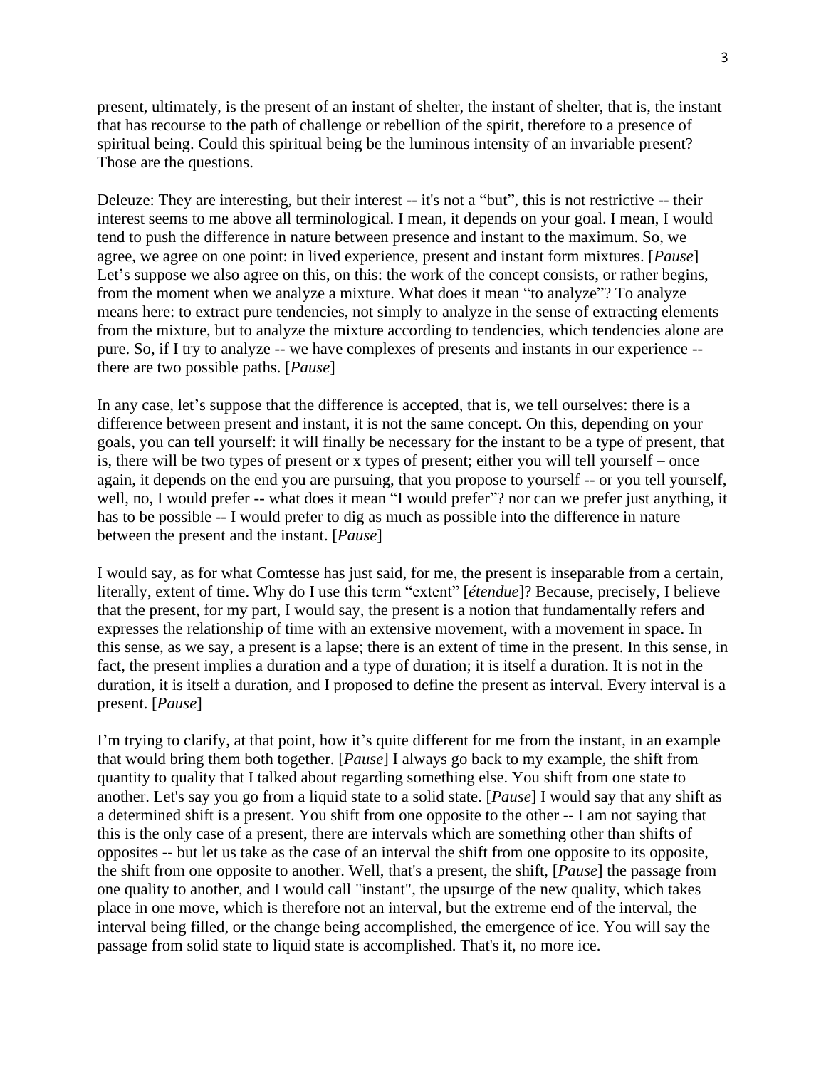present, ultimately, is the present of an instant of shelter, the instant of shelter, that is, the instant that has recourse to the path of challenge or rebellion of the spirit, therefore to a presence of spiritual being. Could this spiritual being be the luminous intensity of an invariable present? Those are the questions.

Deleuze: They are interesting, but their interest -- it's not a "but", this is not restrictive -- their interest seems to me above all terminological. I mean, it depends on your goal. I mean, I would tend to push the difference in nature between presence and instant to the maximum. So, we agree, we agree on one point: in lived experience, present and instant form mixtures. [*Pause*] Let's suppose we also agree on this, on this: the work of the concept consists, or rather begins, from the moment when we analyze a mixture. What does it mean "to analyze"? To analyze means here: to extract pure tendencies, not simply to analyze in the sense of extracting elements from the mixture, but to analyze the mixture according to tendencies, which tendencies alone are pure. So, if I try to analyze -- we have complexes of presents and instants in our experience -- there are two possible paths. [*Pause*]

In any case, let's suppose that the difference is accepted, that is, we tell ourselves: there is a difference between present and instant, it is not the same concept. On this, depending on your goals, you can tell yourself: it will finally be necessary for the instant to be a type of present, that is, there will be two types of present or x types of present; either you will tell yourself – once again, it depends on the end you are pursuing, that you propose to yourself -- or you tell yourself, well, no, I would prefer -- what does it mean "I would prefer"? nor can we prefer just anything, it has to be possible -- I would prefer to dig as much as possible into the difference in nature between the present and the instant. [*Pause*]

I would say, as for what Comtesse has just said, for me, the present is inseparable from a certain, literally, extent of time. Why do I use this term "extent" [*étendue*]? Because, precisely, I believe that the present, for my part, I would say, the present is a notion that fundamentally refers and expresses the relationship of time with an extensive movement, with a movement in space. In this sense, as we say, a present is a lapse; there is an extent of time in the present. In this sense, in fact, the present implies a duration and a type of duration; it is itself a duration. It is not in the duration, it is itself a duration, and I proposed to define the present as interval. Every interval is a present. [*Pause*]

I'm trying to clarify, at that point, how it's quite different for me from the instant, in an example that would bring them both together. [*Pause*] I always go back to my example, the shift from quantity to quality that I talked about regarding something else. You shift from one state to another. Let's say you go from a liquid state to a solid state. [*Pause*] I would say that any shift as a determined shift is a present. You shift from one opposite to the other -- I am not saying that this is the only case of a present, there are intervals which are something other than shifts of opposites -- but let us take as the case of an interval the shift from one opposite to its opposite, the shift from one opposite to another. Well, that's a present, the shift, [*Pause*] the passage from one quality to another, and I would call "instant", the upsurge of the new quality, which takes place in one move, which is therefore not an interval, but the extreme end of the interval, the interval being filled, or the change being accomplished, the emergence of ice. You will say the passage from solid state to liquid state is accomplished. That's it, no more ice.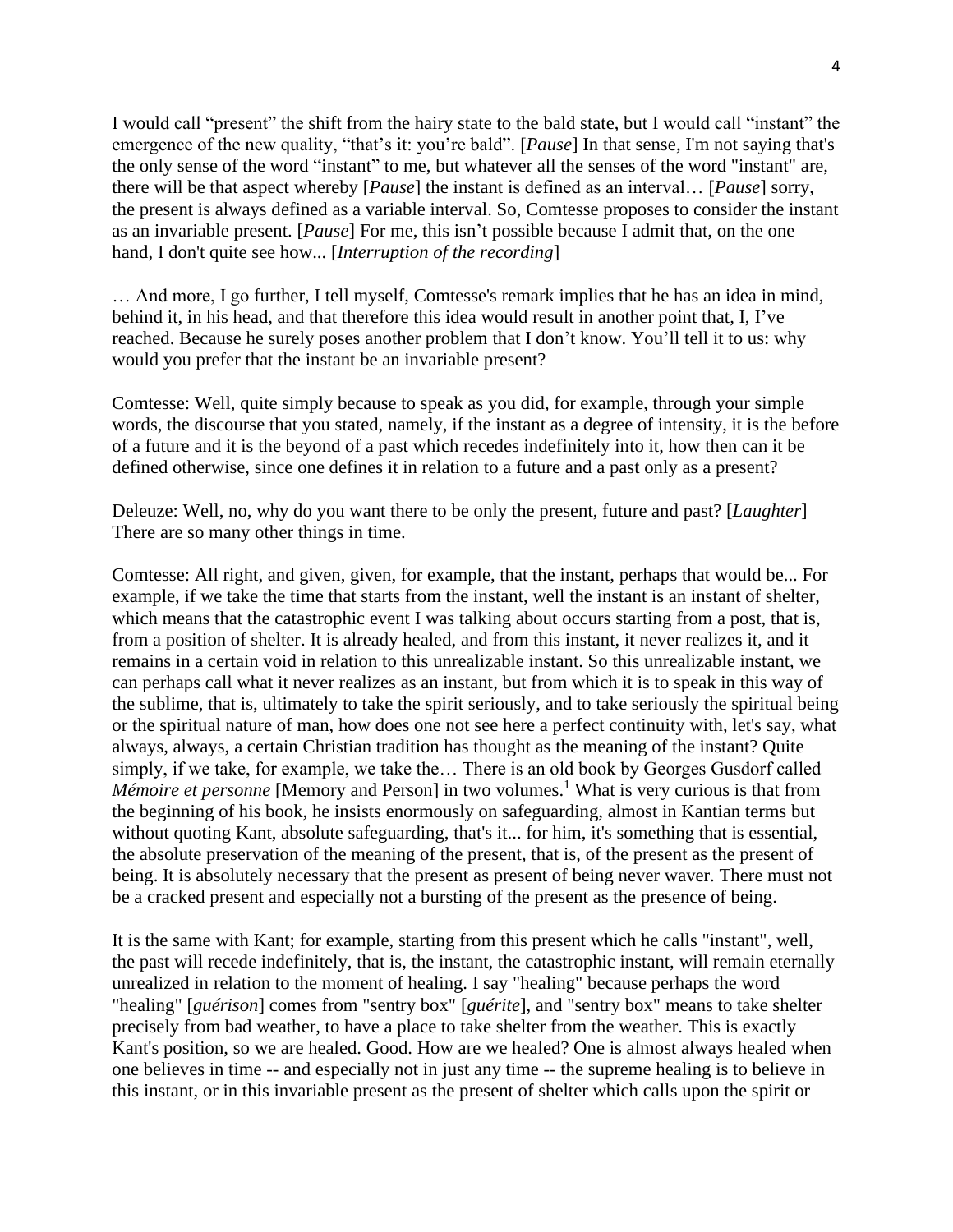I would call "present" the shift from the hairy state to the bald state, but I would call "instant" the emergence of the new quality, "that's it: you're bald". [*Pause*] In that sense, I'm not saying that's the only sense of the word "instant" to me, but whatever all the senses of the word "instant" are, there will be that aspect whereby [*Pause*] the instant is defined as an interval… [*Pause*] sorry, the present is always defined as a variable interval. So, Comtesse proposes to consider the instant as an invariable present. [*Pause*] For me, this isn't possible because I admit that, on the one hand, I don't quite see how... [*Interruption of the recording*]

… And more, I go further, I tell myself, Comtesse's remark implies that he has an idea in mind, behind it, in his head, and that therefore this idea would result in another point that, I, I've reached. Because he surely poses another problem that I don't know. You'll tell it to us: why would you prefer that the instant be an invariable present?

Comtesse: Well, quite simply because to speak as you did, for example, through your simple words, the discourse that you stated, namely, if the instant as a degree of intensity, it is the before of a future and it is the beyond of a past which recedes indefinitely into it, how then can it be defined otherwise, since one defines it in relation to a future and a past only as a present?

Deleuze: Well, no, why do you want there to be only the present, future and past? [*Laughter*] There are so many other things in time.

Comtesse: All right, and given, given, for example, that the instant, perhaps that would be... For example, if we take the time that starts from the instant, well the instant is an instant of shelter, which means that the catastrophic event I was talking about occurs starting from a post, that is, from a position of shelter. It is already healed, and from this instant, it never realizes it, and it remains in a certain void in relation to this unrealizable instant. So this unrealizable instant, we can perhaps call what it never realizes as an instant, but from which it is to speak in this way of the sublime, that is, ultimately to take the spirit seriously, and to take seriously the spiritual being or the spiritual nature of man, how does one not see here a perfect continuity with, let's say, what always, always, a certain Christian tradition has thought as the meaning of the instant? Quite simply, if we take, for example, we take the… There is an old book by Georges Gusdorf called *Mémoire et personne* [Memory and Person] in two volumes.[1] What is very curious is that from the beginning of his book, he insists enormously on safeguarding, almost in Kantian terms but without quoting Kant, absolute safeguarding, that's it... for him, it's something that is essential, the absolute preservation of the meaning of the present, that is, of the present as the present of being. It is absolutely necessary that the present as present of being never waver. There must not be a cracked present and especially not a bursting of the present as the presence of being.

It is the same with Kant; for example, starting from this present which he calls "instant", well, the past will recede indefinitely, that is, the instant, the catastrophic instant, will remain eternally unrealized in relation to the moment of healing. I say "healing" because perhaps the word "healing" [*guérison*] comes from "sentry box" [*guérite*], and "sentry box" means to take shelter precisely from bad weather, to have a place to take shelter from the weather. This is exactly Kant's position, so we are healed. Good. How are we healed? One is almost always healed when one believes in time -- and especially not in just any time -- the supreme healing is to believe in this instant, or in this invariable present as the present of shelter which calls upon the spirit or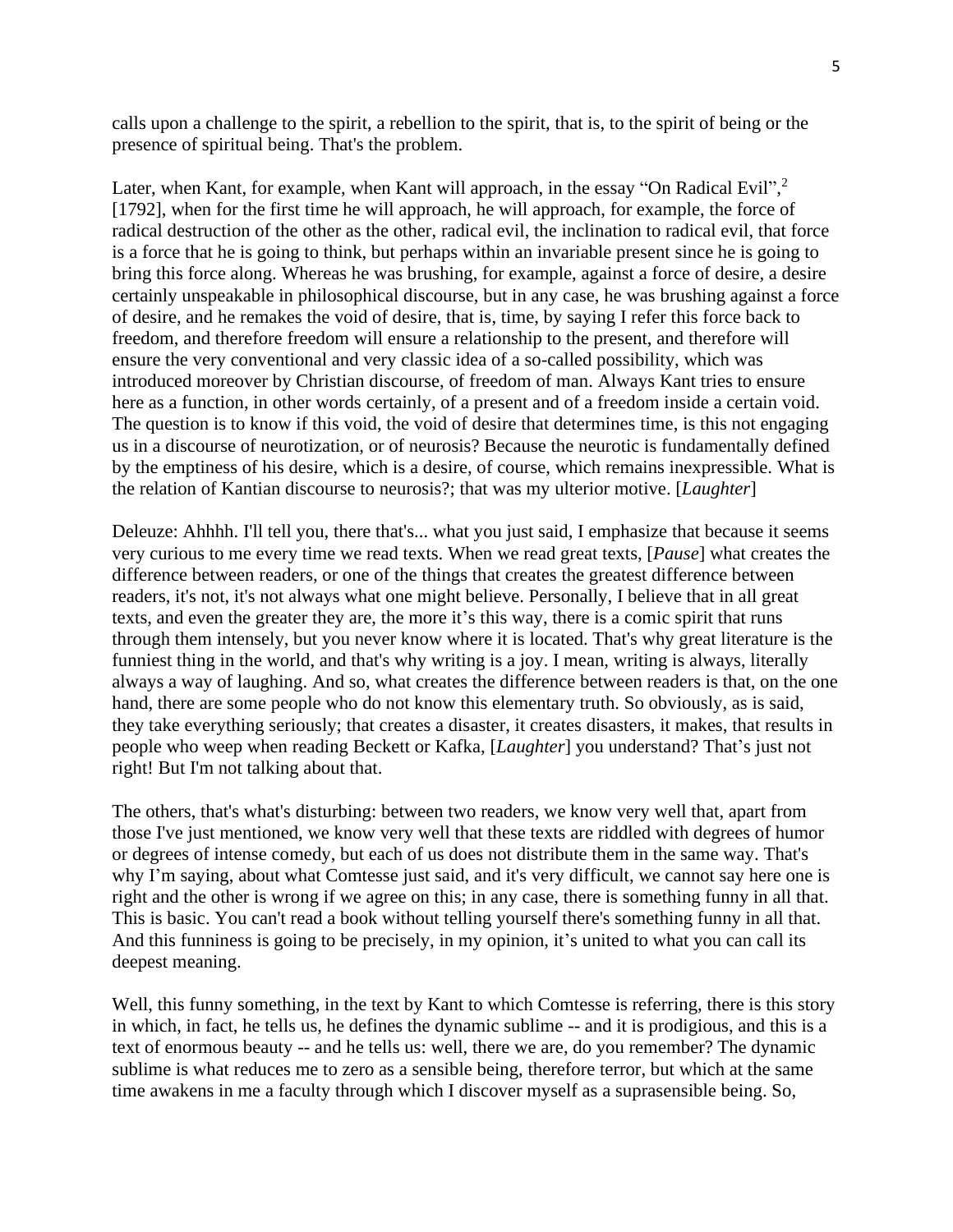calls upon a challenge to the spirit, a rebellion to the spirit, that is, to the spirit of being or the presence of spiritual being. That's the problem.

Later, when Kant, for example, when Kant will approach, in the essay "On Radical Evil",[2] [1792], when for the first time he will approach, he will approach, for example, the force of radical destruction of the other as the other, radical evil, the inclination to radical evil, that force is a force that he is going to think, but perhaps within an invariable present since he is going to bring this force along. Whereas he was brushing, for example, against a force of desire, a desire certainly unspeakable in philosophical discourse, but in any case, he was brushing against a force of desire, and he remakes the void of desire, that is, time, by saying I refer this force back to freedom, and therefore freedom will ensure a relationship to the present, and therefore will ensure the very conventional and very classic idea of a so-called possibility, which was introduced moreover by Christian discourse, of freedom of man. Always Kant tries to ensure here as a function, in other words certainly, of a present and of a freedom inside a certain void. The question is to know if this void, the void of desire that determines time, is this not engaging us in a discourse of neurotization, or of neurosis? Because the neurotic is fundamentally defined by the emptiness of his desire, which is a desire, of course, which remains inexpressible. What is the relation of Kantian discourse to neurosis?; that was my ulterior motive. [*Laughter*]

Deleuze: Ahhhh. I'll tell you, there that's... what you just said, I emphasize that because it seems very curious to me every time we read texts. When we read great texts, [*Pause*] what creates the difference between readers, or one of the things that creates the greatest difference between readers, it's not, it's not always what one might believe. Personally, I believe that in all great texts, and even the greater they are, the more it's this way, there is a comic spirit that runs through them intensely, but you never know where it is located. That's why great literature is the funniest thing in the world, and that's why writing is a joy. I mean, writing is always, literally always a way of laughing. And so, what creates the difference between readers is that, on the one hand, there are some people who do not know this elementary truth. So obviously, as is said, they take everything seriously; that creates a disaster, it creates disasters, it makes, that results in people who weep when reading Beckett or Kafka, [*Laughter*] you understand? That's just not right! But I'm not talking about that.

The others, that's what's disturbing: between two readers, we know very well that, apart from those I've just mentioned, we know very well that these texts are riddled with degrees of humor or degrees of intense comedy, but each of us does not distribute them in the same way. That's why I'm saying, about what Comtesse just said, and it's very difficult, we cannot say here one is right and the other is wrong if we agree on this; in any case, there is something funny in all that. This is basic. You can't read a book without telling yourself there's something funny in all that. And this funniness is going to be precisely, in my opinion, it's united to what you can call its deepest meaning.

Well, this funny something, in the text by Kant to which Comtesse is referring, there is this story in which, in fact, he tells us, he defines the dynamic sublime -- and it is prodigious, and this is a text of enormous beauty -- and he tells us: well, there we are, do you remember? The dynamic sublime is what reduces me to zero as a sensible being, therefore terror, but which at the same time awakens in me a faculty through which I discover myself as a suprasensible being. So,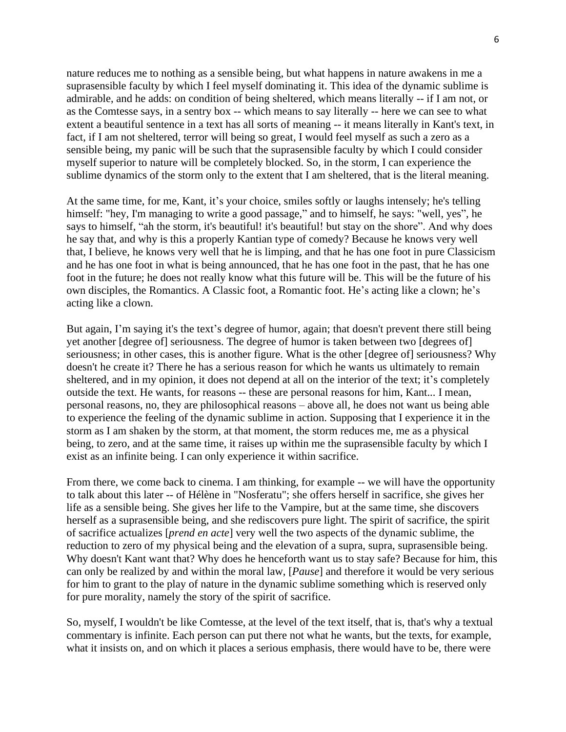nature reduces me to nothing as a sensible being, but what happens in nature awakens in me a suprasensible faculty by which I feel myself dominating it. This idea of the dynamic sublime is admirable, and he adds: on condition of being sheltered, which means literally -- if I am not, or as the Comtesse says, in a sentry box -- which means to say literally -- here we can see to what extent a beautiful sentence in a text has all sorts of meaning -- it means literally in Kant's text, in fact, if I am not sheltered, terror will being so great, I would feel myself as such a zero as a sensible being, my panic will be such that the suprasensible faculty by which I could consider myself superior to nature will be completely blocked. So, in the storm, I can experience the sublime dynamics of the storm only to the extent that I am sheltered, that is the literal meaning.

At the same time, for me, Kant, it's your choice, smiles softly or laughs intensely; he's telling himself: "hey, I'm managing to write a good passage," and to himself, he says: "well, yes", he says to himself, "ah the storm, it's beautiful! it's beautiful! but stay on the shore". And why does he say that, and why is this a properly Kantian type of comedy? Because he knows very well that, I believe, he knows very well that he is limping, and that he has one foot in pure Classicism and he has one foot in what is being announced, that he has one foot in the past, that he has one foot in the future; he does not really know what this future will be. This will be the future of his own disciples, the Romantics. A Classic foot, a Romantic foot. He's acting like a clown; he's acting like a clown.

But again, I'm saying it's the text's degree of humor, again; that doesn't prevent there still being yet another [degree of] seriousness. The degree of humor is taken between two [degrees of] seriousness; in other cases, this is another figure. What is the other [degree of] seriousness? Why doesn't he create it? There he has a serious reason for which he wants us ultimately to remain sheltered, and in my opinion, it does not depend at all on the interior of the text; it's completely outside the text. He wants, for reasons -- these are personal reasons for him, Kant... I mean, personal reasons, no, they are philosophical reasons – above all, he does not want us being able to experience the feeling of the dynamic sublime in action. Supposing that I experience it in the storm as I am shaken by the storm, at that moment, the storm reduces me, me as a physical being, to zero, and at the same time, it raises up within me the suprasensible faculty by which I exist as an infinite being. I can only experience it within sacrifice.

From there, we come back to cinema. I am thinking, for example -- we will have the opportunity to talk about this later -- of Hélène in "Nosferatu"; she offers herself in sacrifice, she gives her life as a sensible being. She gives her life to the Vampire, but at the same time, she discovers herself as a suprasensible being, and she rediscovers pure light. The spirit of sacrifice, the spirit of sacrifice actualizes [*prend en acte*] very well the two aspects of the dynamic sublime, the reduction to zero of my physical being and the elevation of a supra, supra, suprasensible being. Why doesn't Kant want that? Why does he henceforth want us to stay safe? Because for him, this can only be realized by and within the moral law, [*Pause*] and therefore it would be very serious for him to grant to the play of nature in the dynamic sublime something which is reserved only for pure morality, namely the story of the spirit of sacrifice.

So, myself, I wouldn't be like Comtesse, at the level of the text itself, that is, that's why a textual commentary is infinite. Each person can put there not what he wants, but the texts, for example, what it insists on, and on which it places a serious emphasis, there would have to be, there were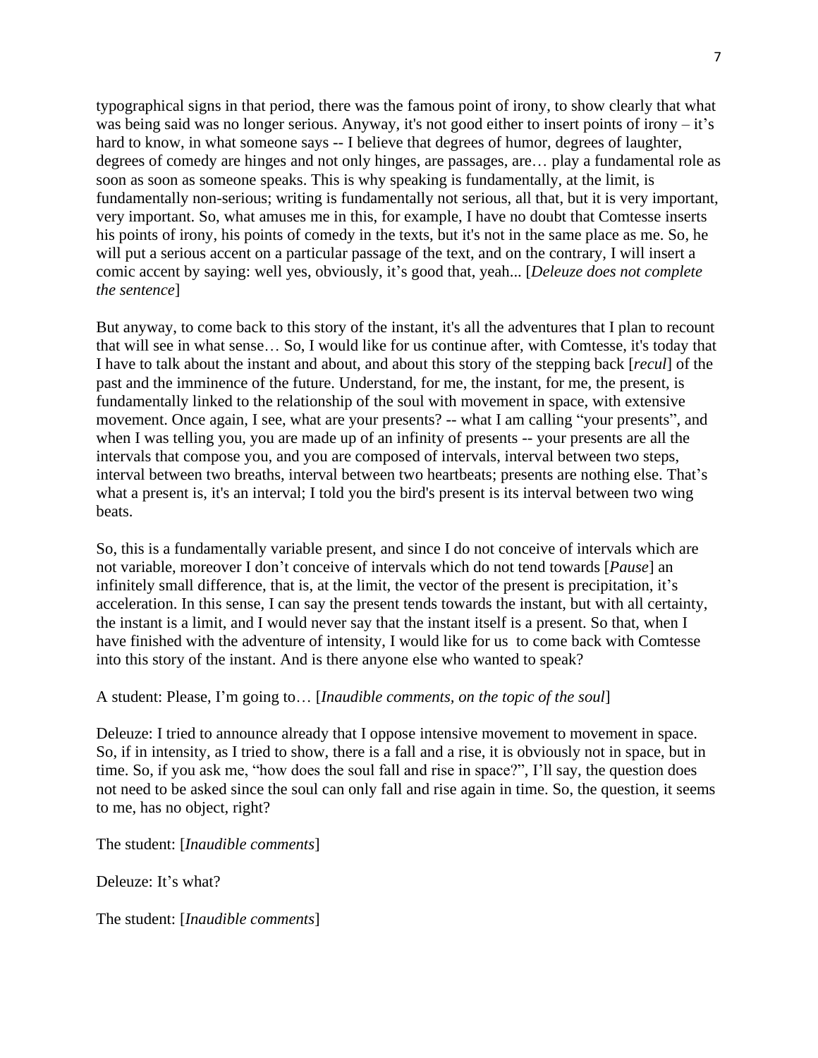typographical signs in that period, there was the famous point of irony, to show clearly that what was being said was no longer serious. Anyway, it's not good either to insert points of irony – it's hard to know, in what someone says -- I believe that degrees of humor, degrees of laughter, degrees of comedy are hinges and not only hinges, are passages, are… play a fundamental role as soon as soon as someone speaks. This is why speaking is fundamentally, at the limit, is fundamentally non-serious; writing is fundamentally not serious, all that, but it is very important, very important. So, what amuses me in this, for example, I have no doubt that Comtesse inserts his points of irony, his points of comedy in the texts, but it's not in the same place as me. So, he will put a serious accent on a particular passage of the text, and on the contrary, I will insert a comic accent by saying: well yes, obviously, it's good that, yeah... [*Deleuze does not complete the sentence*]

But anyway, to come back to this story of the instant, it's all the adventures that I plan to recount that will see in what sense… So, I would like for us continue after, with Comtesse, it's today that I have to talk about the instant and about, and about this story of the stepping back [*recul*] of the past and the imminence of the future. Understand, for me, the instant, for me, the present, is fundamentally linked to the relationship of the soul with movement in space, with extensive movement. Once again, I see, what are your presents? -- what I am calling "your presents", and when I was telling you, you are made up of an infinity of presents -- your presents are all the intervals that compose you, and you are composed of intervals, interval between two steps, interval between two breaths, interval between two heartbeats; presents are nothing else. That's what a present is, it's an interval; I told you the bird's present is its interval between two wing beats.

So, this is a fundamentally variable present, and since I do not conceive of intervals which are not variable, moreover I don't conceive of intervals which do not tend towards [*Pause*] an infinitely small difference, that is, at the limit, the vector of the present is precipitation, it's acceleration. In this sense, I can say the present tends towards the instant, but with all certainty, the instant is a limit, and I would never say that the instant itself is a present. So that, when I have finished with the adventure of intensity, I would like for us to come back with Comtesse into this story of the instant. And is there anyone else who wanted to speak?

A student: Please, I'm going to… [*Inaudible comments, on the topic of the soul*]

Deleuze: I tried to announce already that I oppose intensive movement to movement in space. So, if in intensity, as I tried to show, there is a fall and a rise, it is obviously not in space, but in time. So, if you ask me, "how does the soul fall and rise in space?", I'll say, the question does not need to be asked since the soul can only fall and rise again in time. So, the question, it seems to me, has no object, right?

The student: [*Inaudible comments*]

Deleuze: It's what?

The student: [*Inaudible comments*]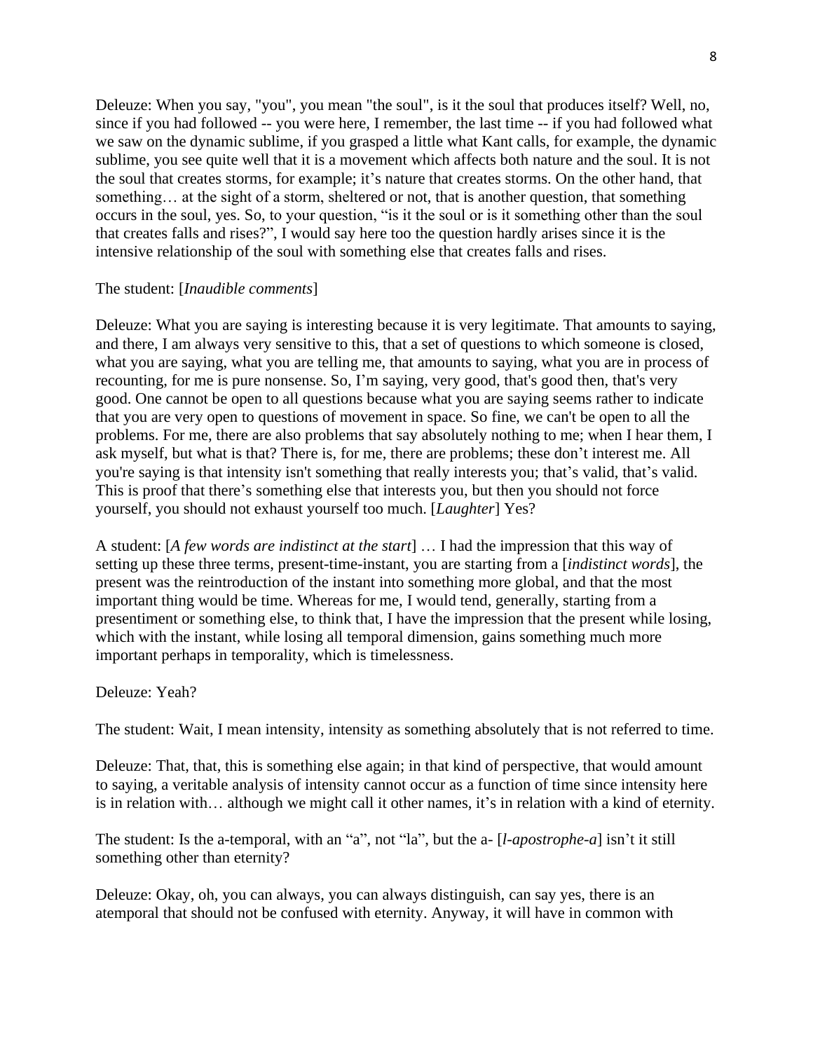Deleuze: When you say, "you", you mean "the soul", is it the soul that produces itself? Well, no, since if you had followed -- you were here, I remember, the last time -- if you had followed what we saw on the dynamic sublime, if you grasped a little what Kant calls, for example, the dynamic sublime, you see quite well that it is a movement which affects both nature and the soul. It is not the soul that creates storms, for example; it's nature that creates storms. On the other hand, that something… at the sight of a storm, sheltered or not, that is another question, that something occurs in the soul, yes. So, to your question, "is it the soul or is it something other than the soul that creates falls and rises?", I would say here too the question hardly arises since it is the intensive relationship of the soul with something else that creates falls and rises.

The student: [*Inaudible comments*]

Deleuze: What you are saying is interesting because it is very legitimate. That amounts to saying, and there, I am always very sensitive to this, that a set of questions to which someone is closed, what you are saying, what you are telling me, that amounts to saying, what you are in process of recounting, for me is pure nonsense. So, I'm saying, very good, that's good then, that's very good. One cannot be open to all questions because what you are saying seems rather to indicate that you are very open to questions of movement in space. So fine, we can't be open to all the problems. For me, there are also problems that say absolutely nothing to me; when I hear them, I ask myself, but what is that? There is, for me, there are problems; these don't interest me. All you're saying is that intensity isn't something that really interests you; that's valid, that's valid. This is proof that there's something else that interests you, but then you should not force yourself, you should not exhaust yourself too much. [*Laughter*] Yes?

A student: [*A few words are indistinct at the start*] … I had the impression that this way of setting up these three terms, present-time-instant, you are starting from a [*indistinct words*], the present was the reintroduction of the instant into something more global, and that the most important thing would be time. Whereas for me, I would tend, generally, starting from a presentiment or something else, to think that, I have the impression that the present while losing, which with the instant, while losing all temporal dimension, gains something much more important perhaps in temporality, which is timelessness.

Deleuze: Yeah?

The student: Wait, I mean intensity, intensity as something absolutely that is not referred to time.

Deleuze: That, that, this is something else again; in that kind of perspective, that would amount to saying, a veritable analysis of intensity cannot occur as a function of time since intensity here is in relation with… although we might call it other names, it's in relation with a kind of eternity.

The student: Is the a-temporal, with an "a", not "la", but the a- [*l-apostrophe-a*] isn't it still something other than eternity?

Deleuze: Okay, oh, you can always, you can always distinguish, can say yes, there is an atemporal that should not be confused with eternity. Anyway, it will have in common with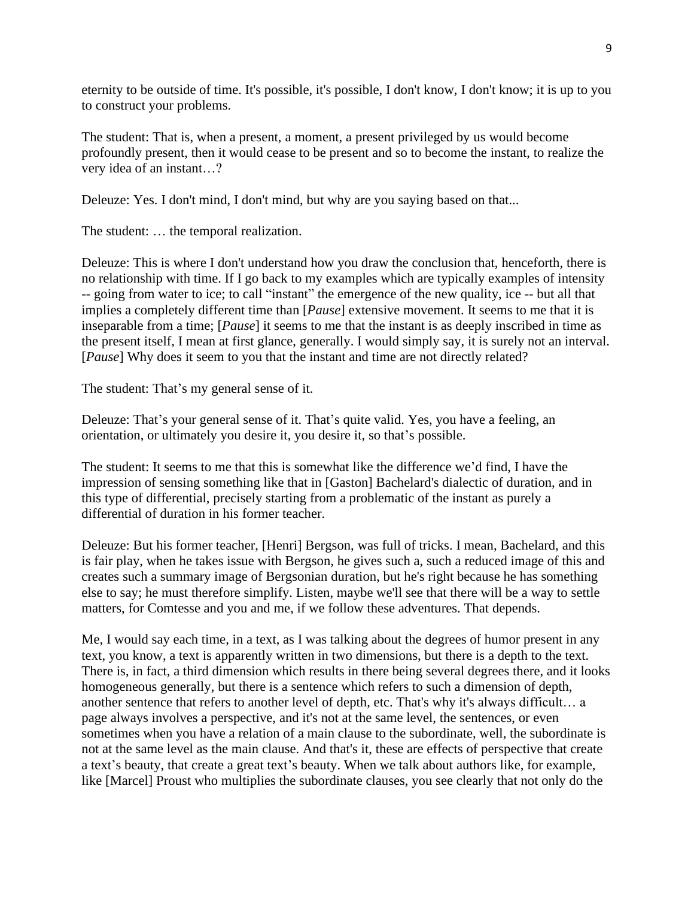eternity to be outside of time. It's possible, it's possible, I don't know, I don't know; it is up to you to construct your problems.

The student: That is, when a present, a moment, a present privileged by us would become profoundly present, then it would cease to be present and so to become the instant, to realize the very idea of an instant…?

Deleuze: Yes. I don't mind, I don't mind, but why are you saying based on that...

The student: … the temporal realization.

Deleuze: This is where I don't understand how you draw the conclusion that, henceforth, there is no relationship with time. If I go back to my examples which are typically examples of intensity -- going from water to ice; to call "instant" the emergence of the new quality, ice -- but all that implies a completely different time than [*Pause*] extensive movement. It seems to me that it is inseparable from a time; [*Pause*] it seems to me that the instant is as deeply inscribed in time as the present itself, I mean at first glance, generally. I would simply say, it is surely not an interval. [*Pause*] Why does it seem to you that the instant and time are not directly related?

The student: That's my general sense of it.

Deleuze: That's your general sense of it. That's quite valid. Yes, you have a feeling, an orientation, or ultimately you desire it, you desire it, so that's possible.

The student: It seems to me that this is somewhat like the difference we'd find, I have the impression of sensing something like that in [Gaston] Bachelard's dialectic of duration, and in this type of differential, precisely starting from a problematic of the instant as purely a differential of duration in his former teacher.

Deleuze: But his former teacher, [Henri] Bergson, was full of tricks. I mean, Bachelard, and this is fair play, when he takes issue with Bergson, he gives such a, such a reduced image of this and creates such a summary image of Bergsonian duration, but he's right because he has something else to say; he must therefore simplify. Listen, maybe we'll see that there will be a way to settle matters, for Comtesse and you and me, if we follow these adventures. That depends.

Me, I would say each time, in a text, as I was talking about the degrees of humor present in any text, you know, a text is apparently written in two dimensions, but there is a depth to the text. There is, in fact, a third dimension which results in there being several degrees there, and it looks homogeneous generally, but there is a sentence which refers to such a dimension of depth, another sentence that refers to another level of depth, etc. That's why it's always difficult… a page always involves a perspective, and it's not at the same level, the sentences, or even sometimes when you have a relation of a main clause to the subordinate, well, the subordinate is not at the same level as the main clause. And that's it, these are effects of perspective that create a text's beauty, that create a great text's beauty. When we talk about authors like, for example, like [Marcel] Proust who multiplies the subordinate clauses, you see clearly that not only do the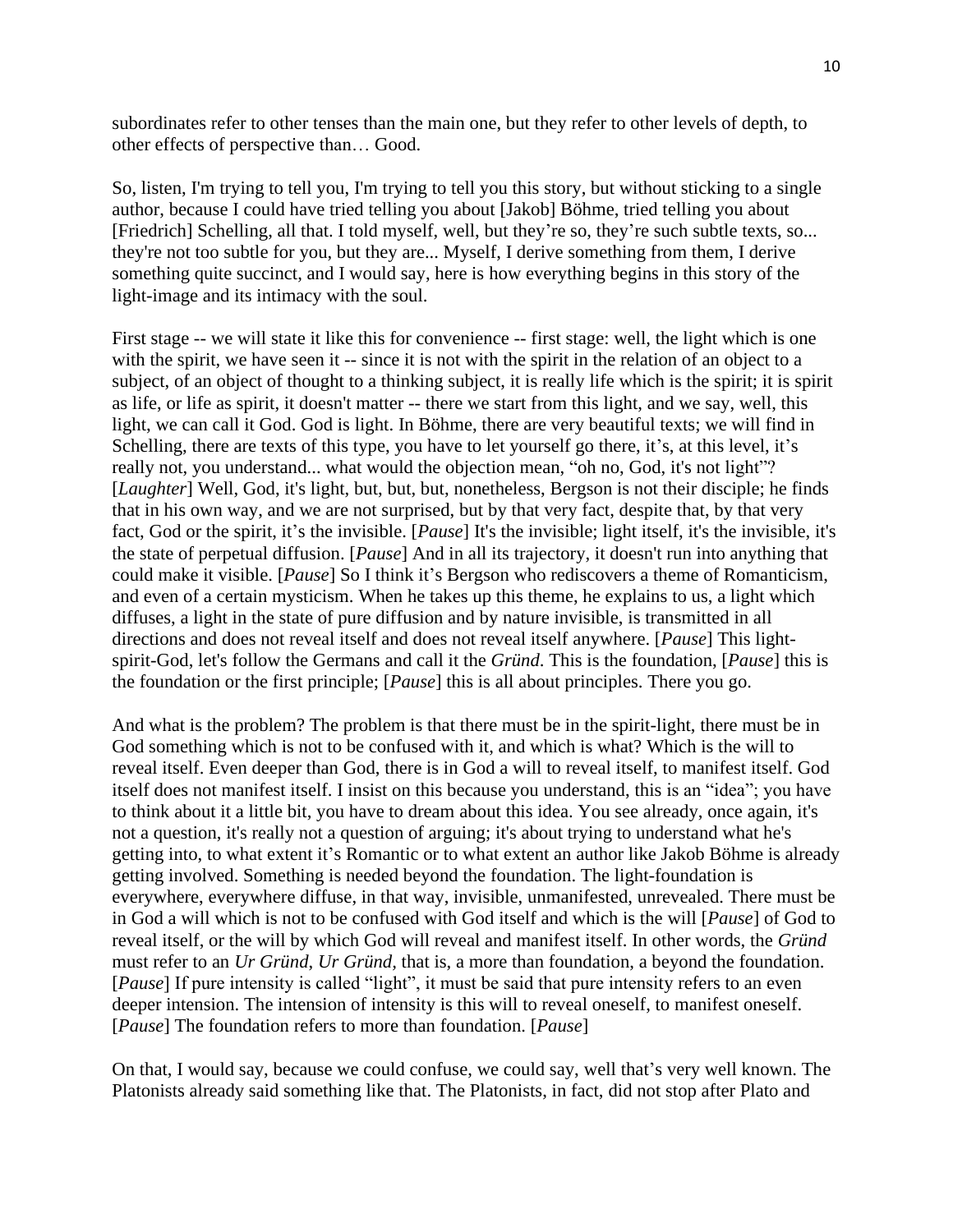subordinates refer to other tenses than the main one, but they refer to other levels of depth, to other effects of perspective than… Good.

So, listen, I'm trying to tell you, I'm trying to tell you this story, but without sticking to a single author, because I could have tried telling you about [Jakob] Böhme, tried telling you about [Friedrich] Schelling, all that. I told myself, well, but they're so, they're such subtle texts, so... they're not too subtle for you, but they are... Myself, I derive something from them, I derive something quite succinct, and I would say, here is how everything begins in this story of the light-image and its intimacy with the soul.

First stage -- we will state it like this for convenience -- first stage: well, the light which is one with the spirit, we have seen it -- since it is not with the spirit in the relation of an object to a subject, of an object of thought to a thinking subject, it is really life which is the spirit; it is spirit as life, or life as spirit, it doesn't matter -- there we start from this light, and we say, well, this light, we can call it God. God is light. In Böhme, there are very beautiful texts; we will find in Schelling, there are texts of this type, you have to let yourself go there, it's, at this level, it's really not, you understand... what would the objection mean, "oh no, God, it's not light"? [*Laughter*] Well, God, it's light, but, but, but, nonetheless, Bergson is not their disciple; he finds that in his own way, and we are not surprised, but by that very fact, despite that, by that very fact, God or the spirit, it's the invisible. [*Pause*] It's the invisible; light itself, it's the invisible, it's the state of perpetual diffusion. [*Pause*] And in all its trajectory, it doesn't run into anything that could make it visible. [*Pause*] So I think it's Bergson who rediscovers a theme of Romanticism, and even of a certain mysticism. When he takes up this theme, he explains to us, a light which diffuses, a light in the state of pure diffusion and by nature invisible, is transmitted in all directions and does not reveal itself and does not reveal itself anywhere. [*Pause*] This light-spirit-God, let's follow the Germans and call it the *Gründ*. This is the foundation, [*Pause*] this is the foundation or the first principle; [*Pause*] this is all about principles. There you go.

And what is the problem? The problem is that there must be in the spirit-light, there must be in God something which is not to be confused with it, and which is what? Which is the will to reveal itself. Even deeper than God, there is in God a will to reveal itself, to manifest itself. God itself does not manifest itself. I insist on this because you understand, this is an "idea"; you have to think about it a little bit, you have to dream about this idea. You see already, once again, it's not a question, it's really not a question of arguing; it's about trying to understand what he's getting into, to what extent it's Romantic or to what extent an author like Jakob Böhme is already getting involved. Something is needed beyond the foundation. The light-foundation is everywhere, everywhere diffuse, in that way, invisible, unmanifested, unrevealed. There must be in God a will which is not to be confused with God itself and which is the will [*Pause*] of God to reveal itself, or the will by which God will reveal and manifest itself. In other words, the *Gründ* must refer to an *Ur Gründ*, *Ur Gründ*, that is, a more than foundation, a beyond the foundation. [*Pause*] If pure intensity is called "light", it must be said that pure intensity refers to an even deeper intension. The intension of intensity is this will to reveal oneself, to manifest oneself. [*Pause*] The foundation refers to more than foundation. [*Pause*]

On that, I would say, because we could confuse, we could say, well that's very well known. The Platonists already said something like that. The Platonists, in fact, did not stop after Plato and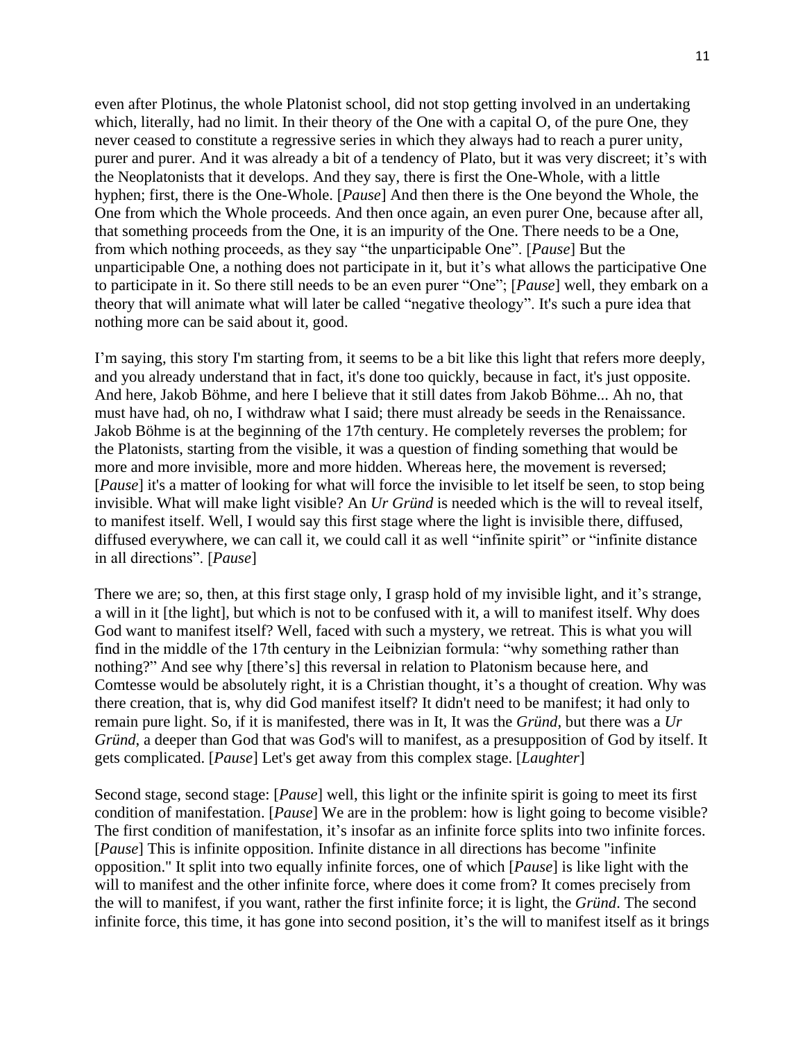even after Plotinus, the whole Platonist school, did not stop getting involved in an undertaking which, literally, had no limit. In their theory of the One with a capital O, of the pure One, they never ceased to constitute a regressive series in which they always had to reach a purer unity, purer and purer. And it was already a bit of a tendency of Plato, but it was very discreet; it's with the Neoplatonists that it develops. And they say, there is first the One-Whole, with a little hyphen; first, there is the One-Whole. [*Pause*] And then there is the One beyond the Whole, the One from which the Whole proceeds. And then once again, an even purer One, because after all, that something proceeds from the One, it is an impurity of the One. There needs to be a One, from which nothing proceeds, as they say "the unparticipable One". [*Pause*] But the unparticipable One, a nothing does not participate in it, but it's what allows the participative One to participate in it. So there still needs to be an even purer "One"; [*Pause*] well, they embark on a theory that will animate what will later be called "negative theology". It's such a pure idea that nothing more can be said about it, good.

I'm saying, this story I'm starting from, it seems to be a bit like this light that refers more deeply, and you already understand that in fact, it's done too quickly, because in fact, it's just opposite. And here, Jakob Böhme, and here I believe that it still dates from Jakob Böhme... Ah no, that must have had, oh no, I withdraw what I said; there must already be seeds in the Renaissance. Jakob Böhme is at the beginning of the 17th century. He completely reverses the problem; for the Platonists, starting from the visible, it was a question of finding something that would be more and more invisible, more and more hidden. Whereas here, the movement is reversed; [*Pause*] it's a matter of looking for what will force the invisible to let itself be seen, to stop being invisible. What will make light visible? An *Ur Gründ* is needed which is the will to reveal itself, to manifest itself. Well, I would say this first stage where the light is invisible there, diffused, diffused everywhere, we can call it, we could call it as well "infinite spirit" or "infinite distance in all directions". [*Pause*]

There we are; so, then, at this first stage only, I grasp hold of my invisible light, and it's strange, a will in it [the light], but which is not to be confused with it, a will to manifest itself. Why does God want to manifest itself? Well, faced with such a mystery, we retreat. This is what you will find in the middle of the 17th century in the Leibnizian formula: "why something rather than nothing?" And see why [there's] this reversal in relation to Platonism because here, and Comtesse would be absolutely right, it is a Christian thought, it's a thought of creation. Why was there creation, that is, why did God manifest itself? It didn't need to be manifest; it had only to remain pure light. So, if it is manifested, there was in It, It was the *Gründ*, but there was a *Ur Gründ*, a deeper than God that was God's will to manifest, as a presupposition of God by itself. It gets complicated. [*Pause*] Let's get away from this complex stage. [*Laughter*]

Second stage, second stage: [*Pause*] well, this light or the infinite spirit is going to meet its first condition of manifestation. [*Pause*] We are in the problem: how is light going to become visible? The first condition of manifestation, it's insofar as an infinite force splits into two infinite forces. [*Pause*] This is infinite opposition. Infinite distance in all directions has become "infinite opposition." It split into two equally infinite forces, one of which [*Pause*] is like light with the will to manifest and the other infinite force, where does it come from? It comes precisely from the will to manifest, if you want, rather the first infinite force; it is light, the *Gründ*. The second infinite force, this time, it has gone into second position, it's the will to manifest itself as it brings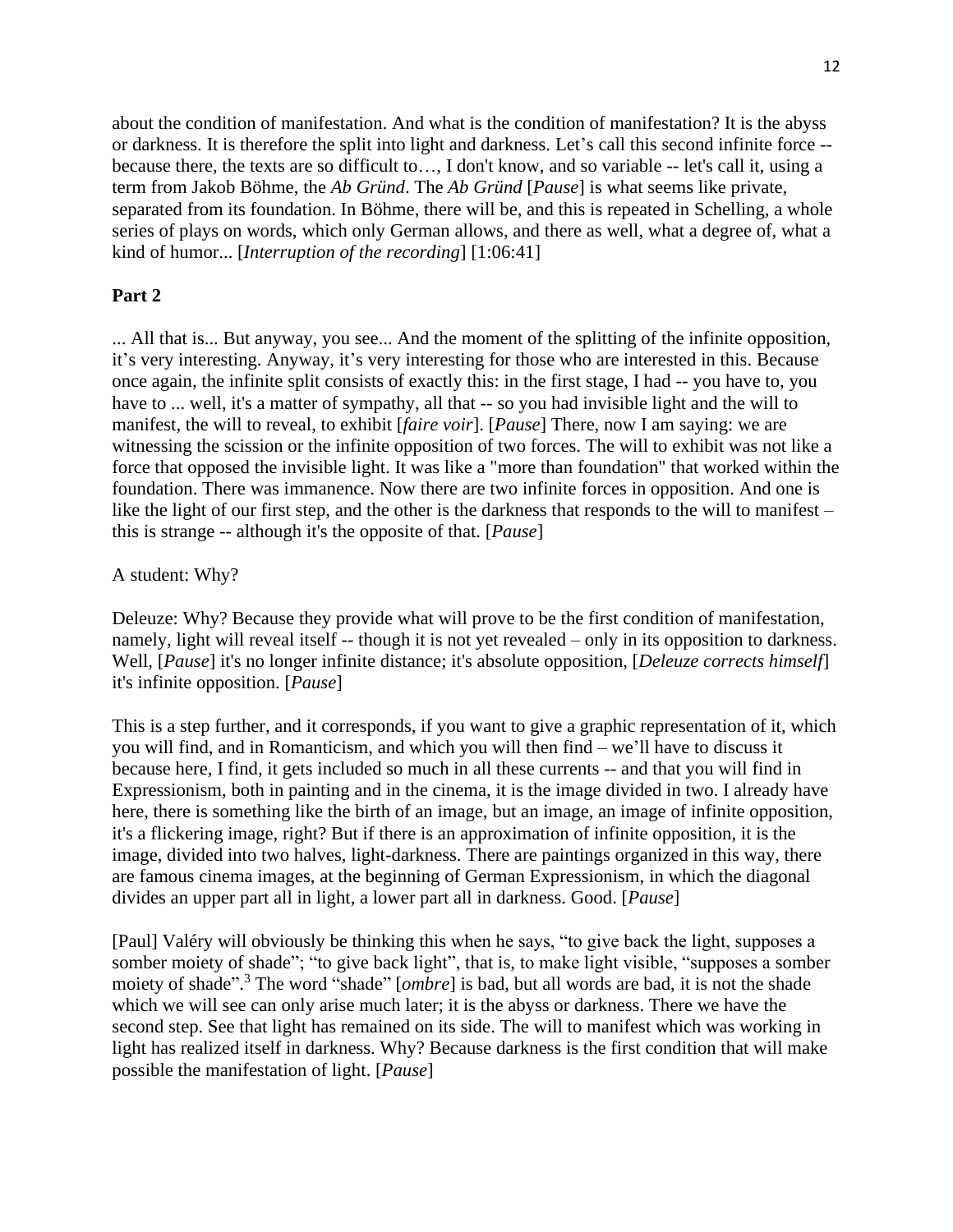about the condition of manifestation. And what is the condition of manifestation? It is the abyss or darkness. It is therefore the split into light and darkness. Let's call this second infinite force -- because there, the texts are so difficult to…, I don't know, and so variable -- let's call it, using a term from Jakob Böhme, the *Ab Gründ*. The *Ab Gründ* [*Pause*] is what seems like private, separated from its foundation. In Böhme, there will be, and this is repeated in Schelling, a whole series of plays on words, which only German allows, and there as well, what a degree of, what a kind of humor... [*Interruption of the recording*] [1:06:41]

**Part 2**

... All that is... But anyway, you see... And the moment of the splitting of the infinite opposition, it's very interesting. Anyway, it's very interesting for those who are interested in this. Because once again, the infinite split consists of exactly this: in the first stage, I had -- you have to, you have to ... well, it's a matter of sympathy, all that -- so you had invisible light and the will to manifest, the will to reveal, to exhibit [*faire voir*]. [*Pause*] There, now I am saying: we are witnessing the scission or the infinite opposition of two forces. The will to exhibit was not like a force that opposed the invisible light. It was like a "more than foundation" that worked within the foundation. There was immanence. Now there are two infinite forces in opposition. And one is like the light of our first step, and the other is the darkness that responds to the will to manifest – this is strange -- although it's the opposite of that. [*Pause*]

A student: Why?

Deleuze: Why? Because they provide what will prove to be the first condition of manifestation, namely, light will reveal itself -- though it is not yet revealed – only in its opposition to darkness. Well, [*Pause*] it's no longer infinite distance; it's absolute opposition, [*Deleuze corrects himself*] it's infinite opposition. [*Pause*]

This is a step further, and it corresponds, if you want to give a graphic representation of it, which you will find, and in Romanticism, and which you will then find – we'll have to discuss it because here, I find, it gets included so much in all these currents -- and that you will find in Expressionism, both in painting and in the cinema, it is the image divided in two. I already have here, there is something like the birth of an image, but an image, an image of infinite opposition, it's a flickering image, right? But if there is an approximation of infinite opposition, it is the image, divided into two halves, light-darkness. There are paintings organized in this way, there are famous cinema images, at the beginning of German Expressionism, in which the diagonal divides an upper part all in light, a lower part all in darkness. Good. [*Pause*]

[Paul] Valéry will obviously be thinking this when he says, "to give back the light, supposes a somber moiety of shade"; "to give back light", that is, to make light visible, "supposes a somber moiety of shade".[3] The word "shade" [*ombre*] is bad, but all words are bad, it is not the shade which we will see can only arise much later; it is the abyss or darkness. There we have the second step. See that light has remained on its side. The will to manifest which was working in light has realized itself in darkness. Why? Because darkness is the first condition that will make possible the manifestation of light. [*Pause*]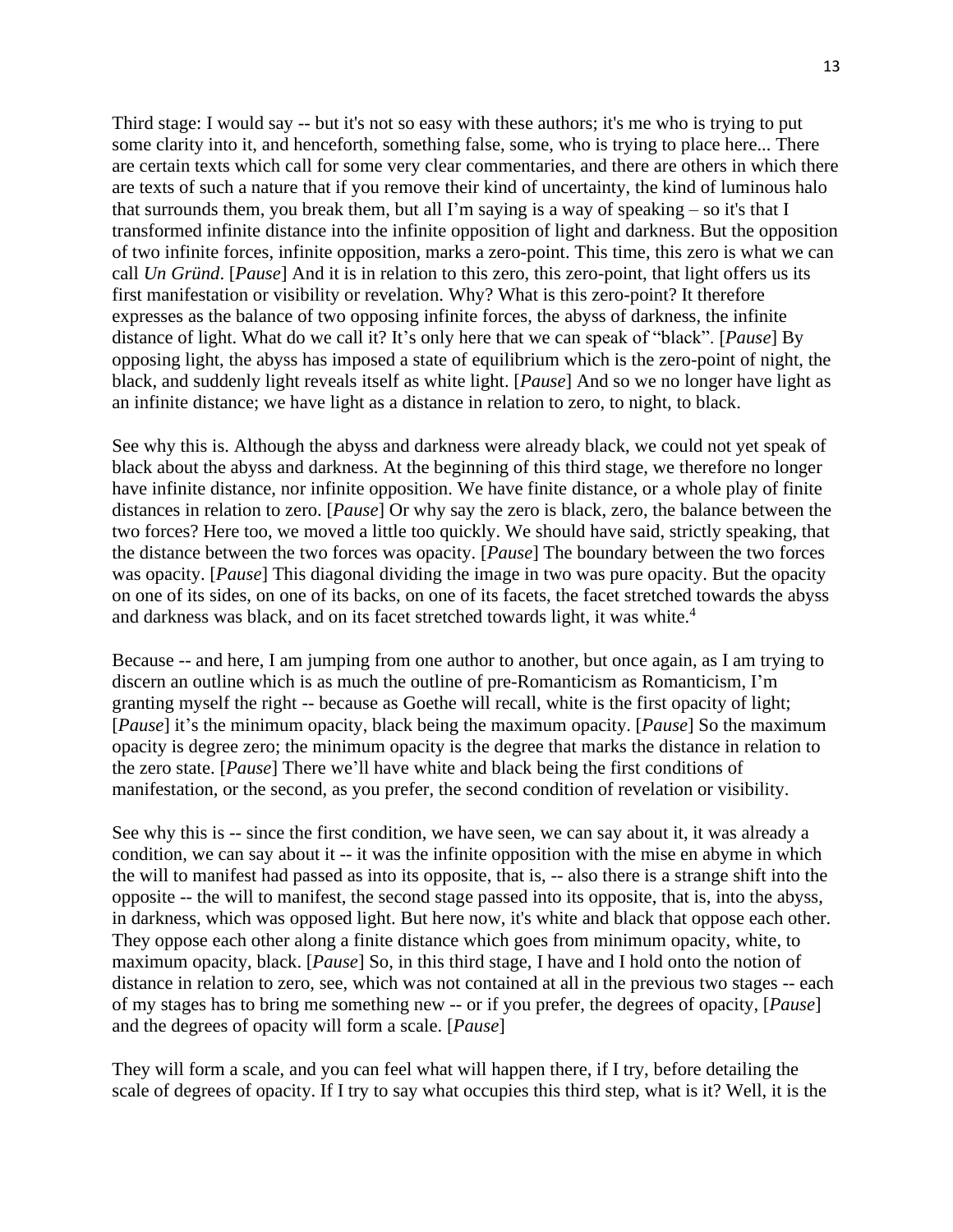Third stage: I would say -- but it's not so easy with these authors; it's me who is trying to put some clarity into it, and henceforth, something false, some, who is trying to place here... There are certain texts which call for some very clear commentaries, and there are others in which there are texts of such a nature that if you remove their kind of uncertainty, the kind of luminous halo that surrounds them, you break them, but all I'm saying is a way of speaking – so it's that I transformed infinite distance into the infinite opposition of light and darkness. But the opposition of two infinite forces, infinite opposition, marks a zero-point. This time, this zero is what we can call *Un Gründ*. [*Pause*] And it is in relation to this zero, this zero-point, that light offers us its first manifestation or visibility or revelation. Why? What is this zero-point? It therefore expresses as the balance of two opposing infinite forces, the abyss of darkness, the infinite distance of light. What do we call it? It's only here that we can speak of "black". [*Pause*] By opposing light, the abyss has imposed a state of equilibrium which is the zero-point of night, the black, and suddenly light reveals itself as white light. [*Pause*] And so we no longer have light as an infinite distance; we have light as a distance in relation to zero, to night, to black.

See why this is. Although the abyss and darkness were already black, we could not yet speak of black about the abyss and darkness. At the beginning of this third stage, we therefore no longer have infinite distance, nor infinite opposition. We have finite distance, or a whole play of finite distances in relation to zero. [*Pause*] Or why say the zero is black, zero, the balance between the two forces? Here too, we moved a little too quickly. We should have said, strictly speaking, that the distance between the two forces was opacity. [*Pause*] The boundary between the two forces was opacity. [*Pause*] This diagonal dividing the image in two was pure opacity. But the opacity on one of its sides, on one of its backs, on one of its facets, the facet stretched towards the abyss and darkness was black, and on its facet stretched towards light, it was white.[4]

Because -- and here, I am jumping from one author to another, but once again, as I am trying to discern an outline which is as much the outline of pre-Romanticism as Romanticism, I'm granting myself the right -- because as Goethe will recall, white is the first opacity of light; [*Pause*] it's the minimum opacity, black being the maximum opacity. [*Pause*] So the maximum opacity is degree zero; the minimum opacity is the degree that marks the distance in relation to the zero state. [*Pause*] There we'll have white and black being the first conditions of manifestation, or the second, as you prefer, the second condition of revelation or visibility.

See why this is -- since the first condition, we have seen, we can say about it, it was already a condition, we can say about it -- it was the infinite opposition with the mise en abyme in which the will to manifest had passed as into its opposite, that is, -- also there is a strange shift into the opposite -- the will to manifest, the second stage passed into its opposite, that is, into the abyss, in darkness, which was opposed light. But here now, it's white and black that oppose each other. They oppose each other along a finite distance which goes from minimum opacity, white, to maximum opacity, black. [*Pause*] So, in this third stage, I have and I hold onto the notion of distance in relation to zero, see, which was not contained at all in the previous two stages -- each of my stages has to bring me something new -- or if you prefer, the degrees of opacity, [*Pause*] and the degrees of opacity will form a scale. [*Pause*]

They will form a scale, and you can feel what will happen there, if I try, before detailing the scale of degrees of opacity. If I try to say what occupies this third step, what is it? Well, it is the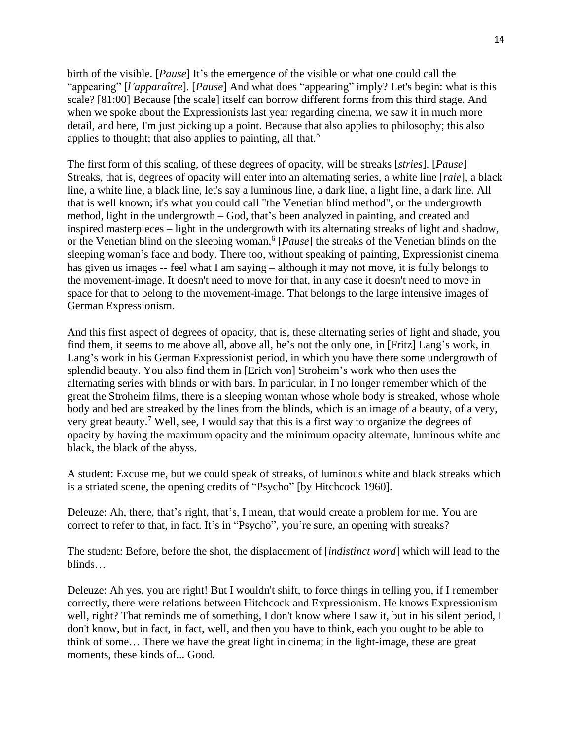birth of the visible. [*Pause*] It's the emergence of the visible or what one could call the "appearing" [*l'apparaître*]. [*Pause*] And what does "appearing" imply? Let's begin: what is this scale? [81:00] Because [the scale] itself can borrow different forms from this third stage. And when we spoke about the Expressionists last year regarding cinema, we saw it in much more detail, and here, I'm just picking up a point. Because that also applies to philosophy; this also applies to thought; that also applies to painting, all that.[5]

The first form of this scaling, of these degrees of opacity, will be streaks [*stries*]. [*Pause*] Streaks, that is, degrees of opacity will enter into an alternating series, a white line [*raie*], a black line, a white line, a black line, let's say a luminous line, a dark line, a light line, a dark line. All that is well known; it's what you could call "the Venetian blind method", or the undergrowth method, light in the undergrowth – God, that's been analyzed in painting, and created and inspired masterpieces – light in the undergrowth with its alternating streaks of light and shadow, or the Venetian blind on the sleeping woman,[6] [*Pause*] the streaks of the Venetian blinds on the sleeping woman's face and body. There too, without speaking of painting, Expressionist cinema has given us images -- feel what I am saying – although it may not move, it is fully belongs to the movement-image. It doesn't need to move for that, in any case it doesn't need to move in space for that to belong to the movement-image. That belongs to the large intensive images of German Expressionism.

And this first aspect of degrees of opacity, that is, these alternating series of light and shade, you find them, it seems to me above all, above all, he's not the only one, in [Fritz] Lang's work, in Lang's work in his German Expressionist period, in which you have there some undergrowth of splendid beauty. You also find them in [Erich von] Stroheim's work who then uses the alternating series with blinds or with bars. In particular, in I no longer remember which of the great the Stroheim films, there is a sleeping woman whose whole body is streaked, whose whole body and bed are streaked by the lines from the blinds, which is an image of a beauty, of a very, very great beauty.[7] Well, see, I would say that this is a first way to organize the degrees of opacity by having the maximum opacity and the minimum opacity alternate, luminous white and black, the black of the abyss.

A student: Excuse me, but we could speak of streaks, of luminous white and black streaks which is a striated scene, the opening credits of "Psycho" [by Hitchcock 1960].

Deleuze: Ah, there, that's right, that's, I mean, that would create a problem for me. You are correct to refer to that, in fact. It's in "Psycho", you're sure, an opening with streaks?

The student: Before, before the shot, the displacement of [*indistinct word*] which will lead to the blinds…

Deleuze: Ah yes, you are right! But I wouldn't shift, to force things in telling you, if I remember correctly, there were relations between Hitchcock and Expressionism. He knows Expressionism well, right? That reminds me of something, I don't know where I saw it, but in his silent period, I don't know, but in fact, in fact, well, and then you have to think, each you ought to be able to think of some… There we have the great light in cinema; in the light-image, these are great moments, these kinds of... Good.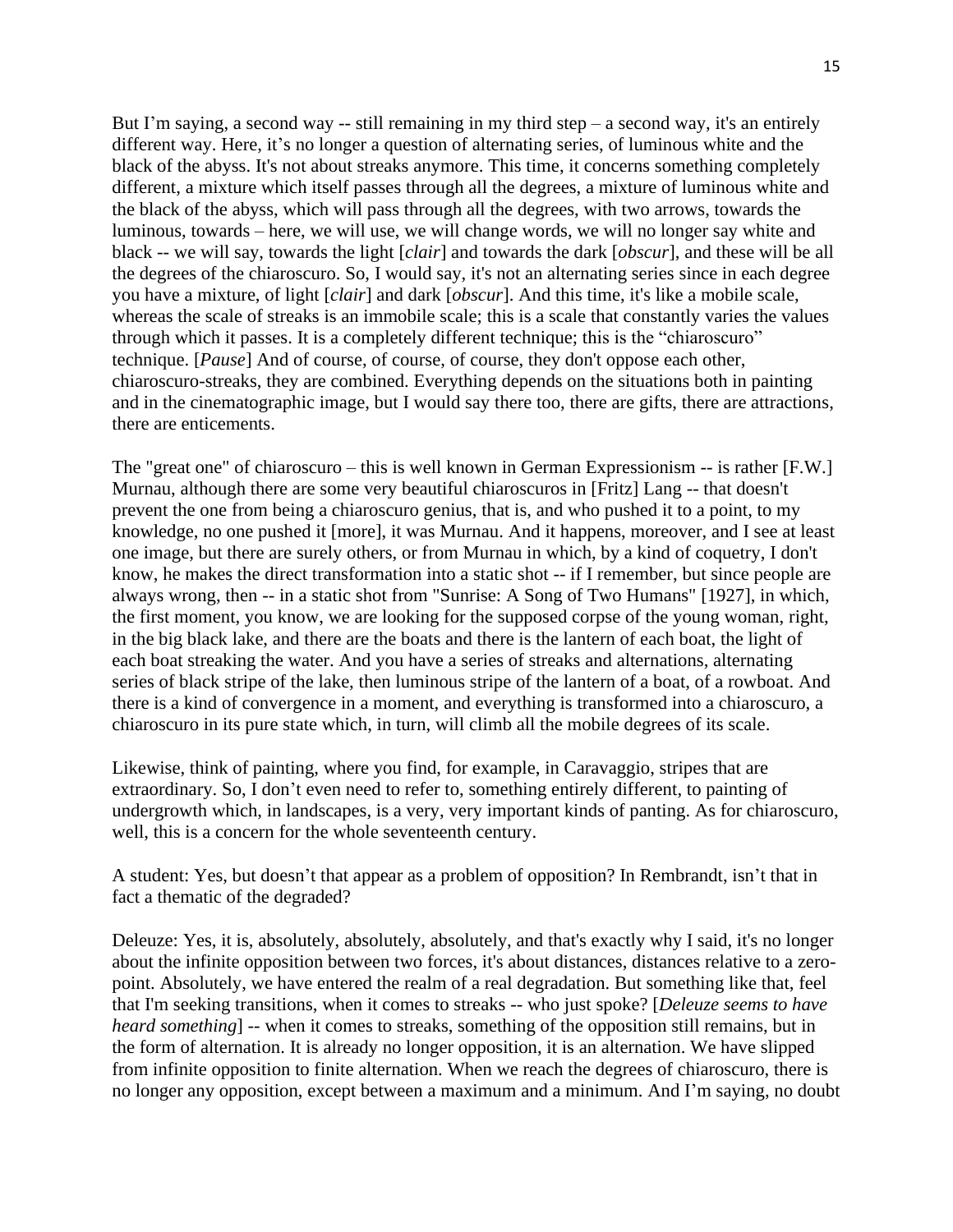But I'm saying, a second way -- still remaining in my third step – a second way, it's an entirely different way. Here, it's no longer a question of alternating series, of luminous white and the black of the abyss. It's not about streaks anymore. This time, it concerns something completely different, a mixture which itself passes through all the degrees, a mixture of luminous white and the black of the abyss, which will pass through all the degrees, with two arrows, towards the luminous, towards – here, we will use, we will change words, we will no longer say white and black -- we will say, towards the light [*clair*] and towards the dark [*obscur*], and these will be all the degrees of the chiaroscuro. So, I would say, it's not an alternating series since in each degree you have a mixture, of light [*clair*] and dark [*obscur*]. And this time, it's like a mobile scale, whereas the scale of streaks is an immobile scale; this is a scale that constantly varies the values through which it passes. It is a completely different technique; this is the "chiaroscuro" technique. [*Pause*] And of course, of course, of course, they don't oppose each other, chiaroscuro-streaks, they are combined. Everything depends on the situations both in painting and in the cinematographic image, but I would say there too, there are gifts, there are attractions, there are enticements.

The "great one" of chiaroscuro – this is well known in German Expressionism -- is rather [F.W.] Murnau, although there are some very beautiful chiaroscuros in [Fritz] Lang -- that doesn't prevent the one from being a chiaroscuro genius, that is, and who pushed it to a point, to my knowledge, no one pushed it [more], it was Murnau. And it happens, moreover, and I see at least one image, but there are surely others, or from Murnau in which, by a kind of coquetry, I don't know, he makes the direct transformation into a static shot -- if I remember, but since people are always wrong, then -- in a static shot from "Sunrise: A Song of Two Humans" [1927], in which, the first moment, you know, we are looking for the supposed corpse of the young woman, right, in the big black lake, and there are the boats and there is the lantern of each boat, the light of each boat streaking the water. And you have a series of streaks and alternations, alternating series of black stripe of the lake, then luminous stripe of the lantern of a boat, of a rowboat. And there is a kind of convergence in a moment, and everything is transformed into a chiaroscuro, a chiaroscuro in its pure state which, in turn, will climb all the mobile degrees of its scale.

Likewise, think of painting, where you find, for example, in Caravaggio, stripes that are extraordinary. So, I don't even need to refer to, something entirely different, to painting of undergrowth which, in landscapes, is a very, very important kinds of panting. As for chiaroscuro, well, this is a concern for the whole seventeenth century.

A student: Yes, but doesn't that appear as a problem of opposition? In Rembrandt, isn't that in fact a thematic of the degraded?

Deleuze: Yes, it is, absolutely, absolutely, absolutely, and that's exactly why I said, it's no longer about the infinite opposition between two forces, it's about distances, distances relative to a zero-point. Absolutely, we have entered the realm of a real degradation. But something like that, feel that I'm seeking transitions, when it comes to streaks -- who just spoke? [*Deleuze seems to have heard something*] -- when it comes to streaks, something of the opposition still remains, but in the form of alternation. It is already no longer opposition, it is an alternation. We have slipped from infinite opposition to finite alternation. When we reach the degrees of chiaroscuro, there is no longer any opposition, except between a maximum and a minimum. And I'm saying, no doubt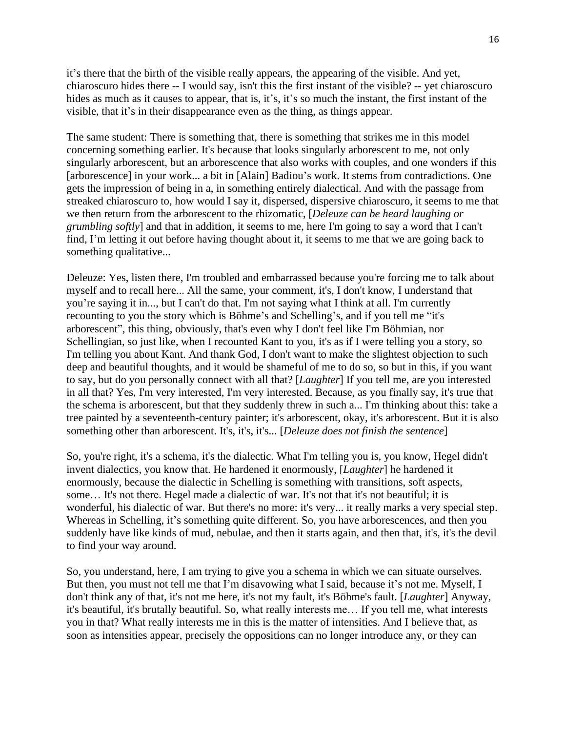it's there that the birth of the visible really appears, the appearing of the visible. And yet, chiaroscuro hides there -- I would say, isn't this the first instant of the visible? -- yet chiaroscuro hides as much as it causes to appear, that is, it's, it's so much the instant, the first instant of the visible, that it's in their disappearance even as the thing, as things appear.

The same student: There is something that, there is something that strikes me in this model concerning something earlier. It's because that looks singularly arborescent to me, not only singularly arborescent, but an arborescence that also works with couples, and one wonders if this [arborescence] in your work... a bit in [Alain] Badiou's work. It stems from contradictions. One gets the impression of being in a, in something entirely dialectical. And with the passage from streaked chiaroscuro to, how would I say it, dispersed, dispersive chiaroscuro, it seems to me that we then return from the arborescent to the rhizomatic, [*Deleuze can be heard laughing or grumbling softly*] and that in addition, it seems to me, here I'm going to say a word that I can't find, I'm letting it out before having thought about it, it seems to me that we are going back to something qualitative...

Deleuze: Yes, listen there, I'm troubled and embarrassed because you're forcing me to talk about myself and to recall here... All the same, your comment, it's, I don't know, I understand that you're saying it in..., but I can't do that. I'm not saying what I think at all. I'm currently recounting to you the story which is Böhme's and Schelling's, and if you tell me "it's arborescent", this thing, obviously, that's even why I don't feel like I'm Böhmian, nor Schellingian, so just like, when I recounted Kant to you, it's as if I were telling you a story, so I'm telling you about Kant. And thank God, I don't want to make the slightest objection to such deep and beautiful thoughts, and it would be shameful of me to do so, so but in this, if you want to say, but do you personally connect with all that? [*Laughter*] If you tell me, are you interested in all that? Yes, I'm very interested, I'm very interested. Because, as you finally say, it's true that the schema is arborescent, but that they suddenly threw in such a... I'm thinking about this: take a tree painted by a seventeenth-century painter; it's arborescent, okay, it's arborescent. But it is also something other than arborescent. It's, it's, it's... [*Deleuze does not finish the sentence*]

So, you're right, it's a schema, it's the dialectic. What I'm telling you is, you know, Hegel didn't invent dialectics, you know that. He hardened it enormously, [*Laughter*] he hardened it enormously, because the dialectic in Schelling is something with transitions, soft aspects, some… It's not there. Hegel made a dialectic of war. It's not that it's not beautiful; it is wonderful, his dialectic of war. But there's no more: it's very... it really marks a very special step. Whereas in Schelling, it's something quite different. So, you have arborescences, and then you suddenly have like kinds of mud, nebulae, and then it starts again, and then that, it's, it's the devil to find your way around.

So, you understand, here, I am trying to give you a schema in which we can situate ourselves. But then, you must not tell me that I'm disavowing what I said, because it's not me. Myself, I don't think any of that, it's not me here, it's not my fault, it's Böhme's fault. [*Laughter*] Anyway, it's beautiful, it's brutally beautiful. So, what really interests me… If you tell me, what interests you in that? What really interests me in this is the matter of intensities. And I believe that, as soon as intensities appear, precisely the oppositions can no longer introduce any, or they can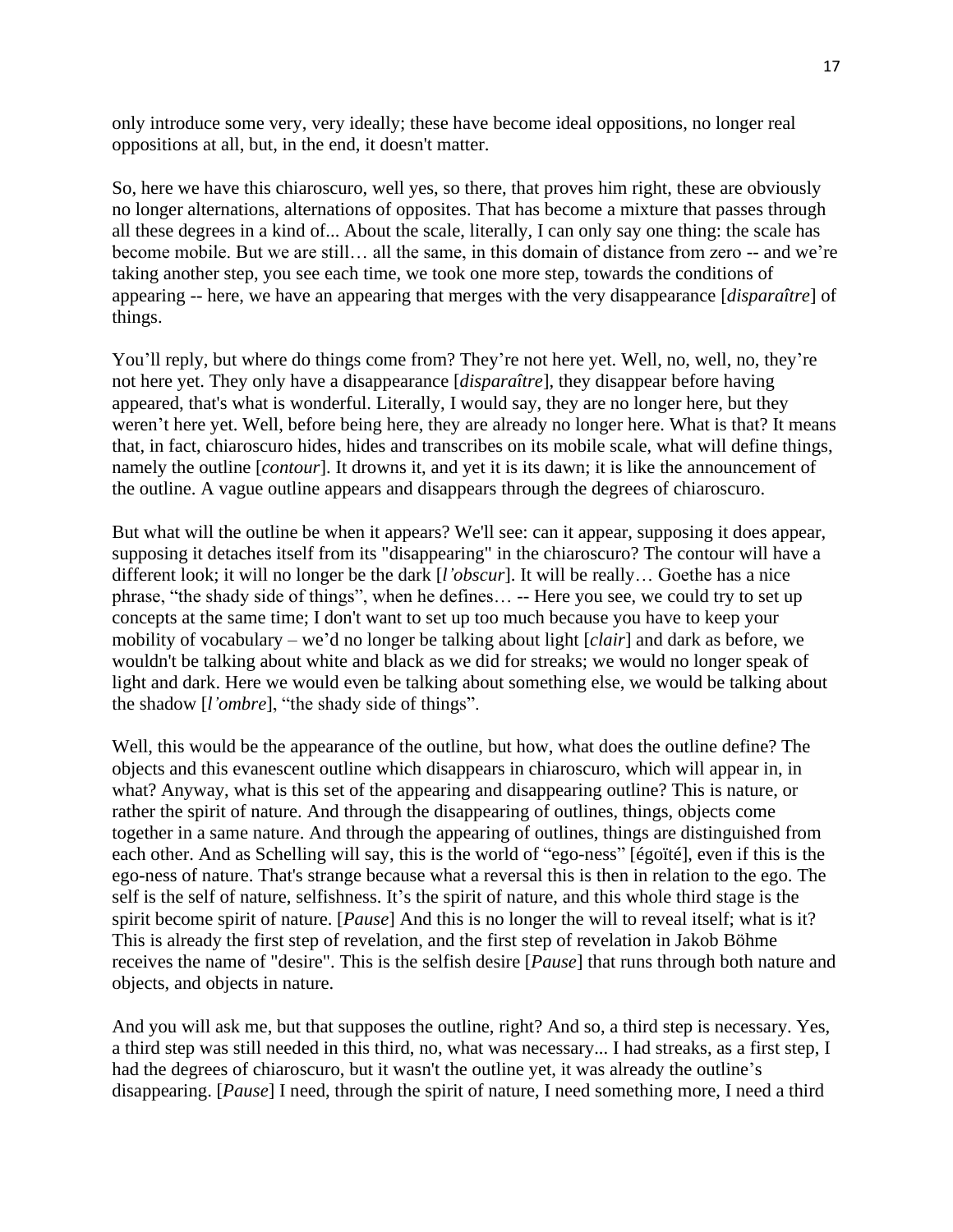only introduce some very, very ideally; these have become ideal oppositions, no longer real oppositions at all, but, in the end, it doesn't matter.

So, here we have this chiaroscuro, well yes, so there, that proves him right, these are obviously no longer alternations, alternations of opposites. That has become a mixture that passes through all these degrees in a kind of... About the scale, literally, I can only say one thing: the scale has become mobile. But we are still… all the same, in this domain of distance from zero -- and we're taking another step, you see each time, we took one more step, towards the conditions of appearing -- here, we have an appearing that merges with the very disappearance [*disparaître*] of things.

You'll reply, but where do things come from? They're not here yet. Well, no, well, no, they're not here yet. They only have a disappearance [*disparaître*], they disappear before having appeared, that's what is wonderful. Literally, I would say, they are no longer here, but they weren't here yet. Well, before being here, they are already no longer here. What is that? It means that, in fact, chiaroscuro hides, hides and transcribes on its mobile scale, what will define things, namely the outline [*contour*]. It drowns it, and yet it is its dawn; it is like the announcement of the outline. A vague outline appears and disappears through the degrees of chiaroscuro.

But what will the outline be when it appears? We'll see: can it appear, supposing it does appear, supposing it detaches itself from its "disappearing" in the chiaroscuro? The contour will have a different look; it will no longer be the dark [*l'obscur*]. It will be really… Goethe has a nice phrase, "the shady side of things", when he defines… -- Here you see, we could try to set up concepts at the same time; I don't want to set up too much because you have to keep your mobility of vocabulary – we'd no longer be talking about light [*clair*] and dark as before, we wouldn't be talking about white and black as we did for streaks; we would no longer speak of light and dark. Here we would even be talking about something else, we would be talking about the shadow [*l'ombre*], "the shady side of things".

Well, this would be the appearance of the outline, but how, what does the outline define? The objects and this evanescent outline which disappears in chiaroscuro, which will appear in, in what? Anyway, what is this set of the appearing and disappearing outline? This is nature, or rather the spirit of nature. And through the disappearing of outlines, things, objects come together in a same nature. And through the appearing of outlines, things are distinguished from each other. And as Schelling will say, this is the world of "ego-ness" [égoïté], even if this is the ego-ness of nature. That's strange because what a reversal this is then in relation to the ego. The self is the self of nature, selfishness. It's the spirit of nature, and this whole third stage is the spirit become spirit of nature. [*Pause*] And this is no longer the will to reveal itself; what is it? This is already the first step of revelation, and the first step of revelation in Jakob Böhme receives the name of "desire". This is the selfish desire [*Pause*] that runs through both nature and objects, and objects in nature.

And you will ask me, but that supposes the outline, right? And so, a third step is necessary. Yes, a third step was still needed in this third, no, what was necessary... I had streaks, as a first step, I had the degrees of chiaroscuro, but it wasn't the outline yet, it was already the outline's disappearing. [*Pause*] I need, through the spirit of nature, I need something more, I need a third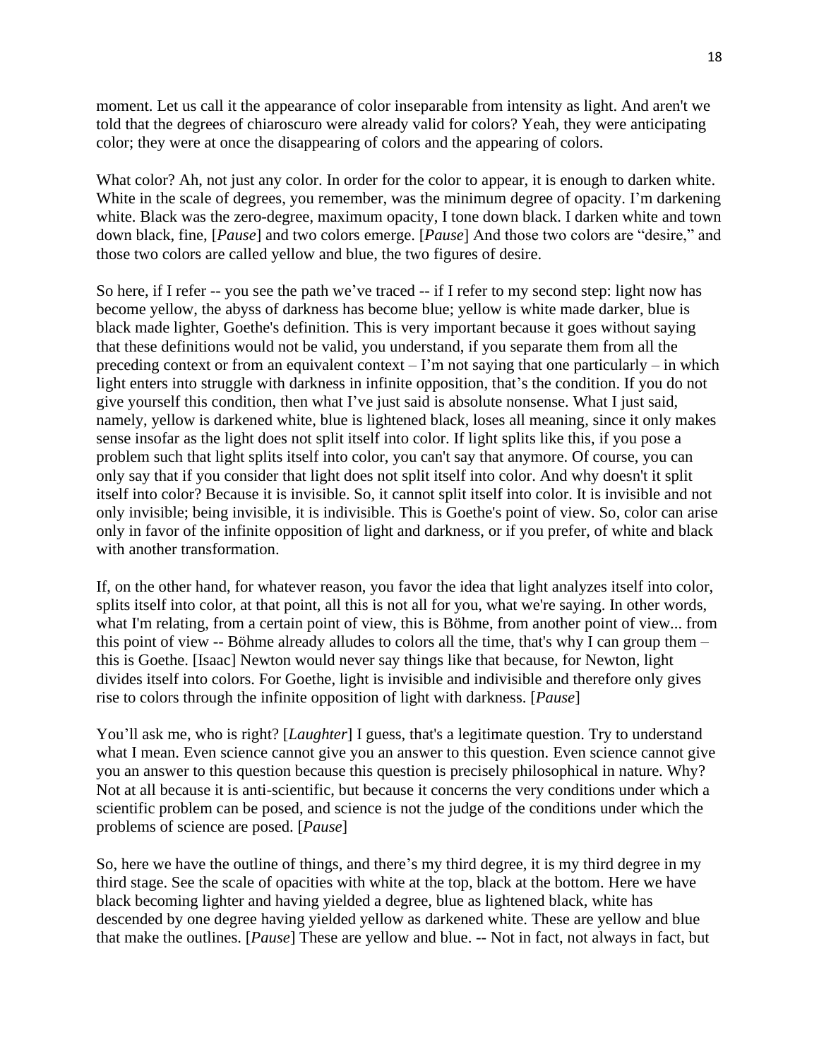moment. Let us call it the appearance of color inseparable from intensity as light. And aren't we told that the degrees of chiaroscuro were already valid for colors? Yeah, they were anticipating color; they were at once the disappearing of colors and the appearing of colors.

What color? Ah, not just any color. In order for the color to appear, it is enough to darken white. White in the scale of degrees, you remember, was the minimum degree of opacity. I'm darkening white. Black was the zero-degree, maximum opacity, I tone down black. I darken white and town down black, fine, [*Pause*] and two colors emerge. [*Pause*] And those two colors are "desire," and those two colors are called yellow and blue, the two figures of desire.

So here, if I refer -- you see the path we've traced -- if I refer to my second step: light now has become yellow, the abyss of darkness has become blue; yellow is white made darker, blue is black made lighter, Goethe's definition. This is very important because it goes without saying that these definitions would not be valid, you understand, if you separate them from all the preceding context or from an equivalent context – I'm not saying that one particularly – in which light enters into struggle with darkness in infinite opposition, that's the condition. If you do not give yourself this condition, then what I've just said is absolute nonsense. What I just said, namely, yellow is darkened white, blue is lightened black, loses all meaning, since it only makes sense insofar as the light does not split itself into color. If light splits like this, if you pose a problem such that light splits itself into color, you can't say that anymore. Of course, you can only say that if you consider that light does not split itself into color. And why doesn't it split itself into color? Because it is invisible. So, it cannot split itself into color. It is invisible and not only invisible; being invisible, it is indivisible. This is Goethe's point of view. So, color can arise only in favor of the infinite opposition of light and darkness, or if you prefer, of white and black with another transformation.

If, on the other hand, for whatever reason, you favor the idea that light analyzes itself into color, splits itself into color, at that point, all this is not all for you, what we're saying. In other words, what I'm relating, from a certain point of view, this is Böhme, from another point of view... from this point of view -- Böhme already alludes to colors all the time, that's why I can group them – this is Goethe. [Isaac] Newton would never say things like that because, for Newton, light divides itself into colors. For Goethe, light is invisible and indivisible and therefore only gives rise to colors through the infinite opposition of light with darkness. [*Pause*]

You'll ask me, who is right? [*Laughter*] I guess, that's a legitimate question. Try to understand what I mean. Even science cannot give you an answer to this question. Even science cannot give you an answer to this question because this question is precisely philosophical in nature. Why? Not at all because it is anti-scientific, but because it concerns the very conditions under which a scientific problem can be posed, and science is not the judge of the conditions under which the problems of science are posed. [*Pause*]

So, here we have the outline of things, and there's my third degree, it is my third degree in my third stage. See the scale of opacities with white at the top, black at the bottom. Here we have black becoming lighter and having yielded a degree, blue as lightened black, white has descended by one degree having yielded yellow as darkened white. These are yellow and blue that make the outlines. [*Pause*] These are yellow and blue. -- Not in fact, not always in fact, but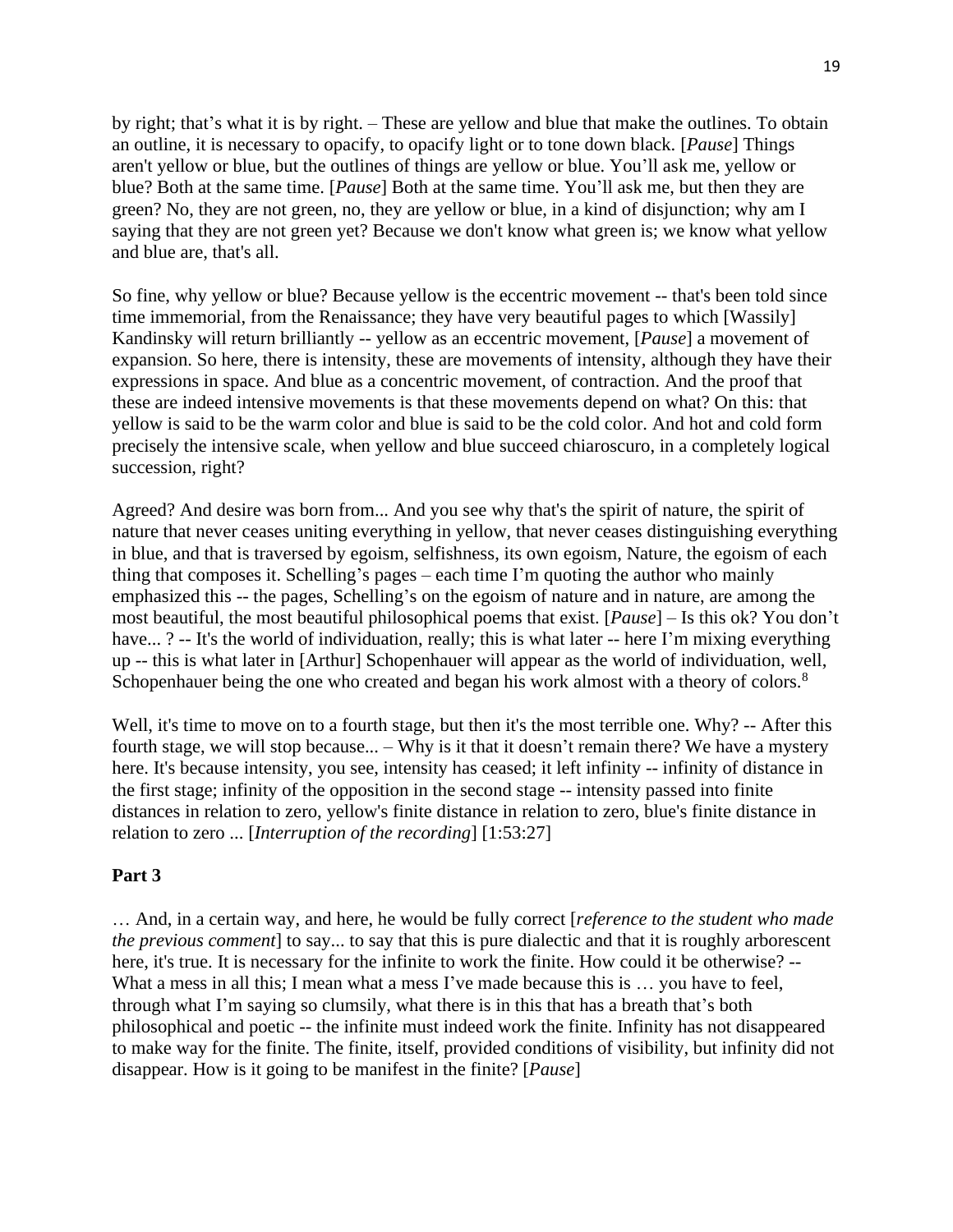by right; that's what it is by right. – These are yellow and blue that make the outlines. To obtain an outline, it is necessary to opacify, to opacify light or to tone down black. [*Pause*] Things aren't yellow or blue, but the outlines of things are yellow or blue. You'll ask me, yellow or blue? Both at the same time. [*Pause*] Both at the same time. You'll ask me, but then they are green? No, they are not green, no, they are yellow or blue, in a kind of disjunction; why am I saying that they are not green yet? Because we don't know what green is; we know what yellow and blue are, that's all.

So fine, why yellow or blue? Because yellow is the eccentric movement -- that's been told since time immemorial, from the Renaissance; they have very beautiful pages to which [Wassily] Kandinsky will return brilliantly -- yellow as an eccentric movement, [*Pause*] a movement of expansion. So here, there is intensity, these are movements of intensity, although they have their expressions in space. And blue as a concentric movement, of contraction. And the proof that these are indeed intensive movements is that these movements depend on what? On this: that yellow is said to be the warm color and blue is said to be the cold color. And hot and cold form precisely the intensive scale, when yellow and blue succeed chiaroscuro, in a completely logical succession, right?

Agreed? And desire was born from... And you see why that's the spirit of nature, the spirit of nature that never ceases uniting everything in yellow, that never ceases distinguishing everything in blue, and that is traversed by egoism, selfishness, its own egoism, Nature, the egoism of each thing that composes it. Schelling's pages – each time I'm quoting the author who mainly emphasized this -- the pages, Schelling's on the egoism of nature and in nature, are among the most beautiful, the most beautiful philosophical poems that exist. [*Pause*] – Is this ok? You don't have... ? -- It's the world of individuation, really; this is what later -- here I'm mixing everything up -- this is what later in [Arthur] Schopenhauer will appear as the world of individuation, well, Schopenhauer being the one who created and began his work almost with a theory of colors.[8]

Well, it's time to move on to a fourth stage, but then it's the most terrible one. Why? -- After this fourth stage, we will stop because... – Why is it that it doesn't remain there? We have a mystery here. It's because intensity, you see, intensity has ceased; it left infinity -- infinity of distance in the first stage; infinity of the opposition in the second stage -- intensity passed into finite distances in relation to zero, yellow's finite distance in relation to zero, blue's finite distance in relation to zero ... [*Interruption of the recording*] [1:53:27]

**Part 3**

… And, in a certain way, and here, he would be fully correct [*reference to the student who made the previous comment*] to say... to say that this is pure dialectic and that it is roughly arborescent here, it's true. It is necessary for the infinite to work the finite. How could it be otherwise? -- What a mess in all this; I mean what a mess I've made because this is … you have to feel, through what I'm saying so clumsily, what there is in this that has a breath that's both philosophical and poetic -- the infinite must indeed work the finite. Infinity has not disappeared to make way for the finite. The finite, itself, provided conditions of visibility, but infinity did not disappear. How is it going to be manifest in the finite? [*Pause*]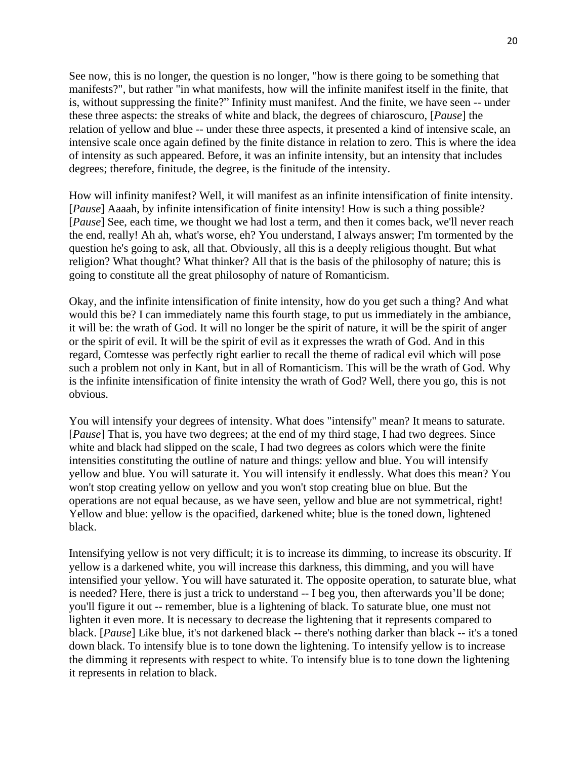See now, this is no longer, the question is no longer, "how is there going to be something that manifests?", but rather "in what manifests, how will the infinite manifest itself in the finite, that is, without suppressing the finite?" Infinity must manifest. And the finite, we have seen -- under these three aspects: the streaks of white and black, the degrees of chiaroscuro, [*Pause*] the relation of yellow and blue -- under these three aspects, it presented a kind of intensive scale, an intensive scale once again defined by the finite distance in relation to zero. This is where the idea of intensity as such appeared. Before, it was an infinite intensity, but an intensity that includes degrees; therefore, finitude, the degree, is the finitude of the intensity.

How will infinity manifest? Well, it will manifest as an infinite intensification of finite intensity. [*Pause*] Aaaah, by infinite intensification of finite intensity! How is such a thing possible? [*Pause*] See, each time, we thought we had lost a term, and then it comes back, we'll never reach the end, really! Ah ah, what's worse, eh? You understand, I always answer; I'm tormented by the question he's going to ask, all that. Obviously, all this is a deeply religious thought. But what religion? What thought? What thinker? All that is the basis of the philosophy of nature; this is going to constitute all the great philosophy of nature of Romanticism.

Okay, and the infinite intensification of finite intensity, how do you get such a thing? And what would this be? I can immediately name this fourth stage, to put us immediately in the ambiance, it will be: the wrath of God. It will no longer be the spirit of nature, it will be the spirit of anger or the spirit of evil. It will be the spirit of evil as it expresses the wrath of God. And in this regard, Comtesse was perfectly right earlier to recall the theme of radical evil which will pose such a problem not only in Kant, but in all of Romanticism. This will be the wrath of God. Why is the infinite intensification of finite intensity the wrath of God? Well, there you go, this is not obvious.

You will intensify your degrees of intensity. What does "intensify" mean? It means to saturate. [*Pause*] That is, you have two degrees; at the end of my third stage, I had two degrees. Since white and black had slipped on the scale, I had two degrees as colors which were the finite intensities constituting the outline of nature and things: yellow and blue. You will intensify yellow and blue. You will saturate it. You will intensify it endlessly. What does this mean? You won't stop creating yellow on yellow and you won't stop creating blue on blue. But the operations are not equal because, as we have seen, yellow and blue are not symmetrical, right! Yellow and blue: yellow is the opacified, darkened white; blue is the toned down, lightened black.

Intensifying yellow is not very difficult; it is to increase its dimming, to increase its obscurity. If yellow is a darkened white, you will increase this darkness, this dimming, and you will have intensified your yellow. You will have saturated it. The opposite operation, to saturate blue, what is needed? Here, there is just a trick to understand -- I beg you, then afterwards you'll be done; you'll figure it out -- remember, blue is a lightening of black. To saturate blue, one must not lighten it even more. It is necessary to decrease the lightening that it represents compared to black. [*Pause*] Like blue, it's not darkened black -- there's nothing darker than black -- it's a toned down black. To intensify blue is to tone down the lightening. To intensify yellow is to increase the dimming it represents with respect to white. To intensify blue is to tone down the lightening it represents in relation to black.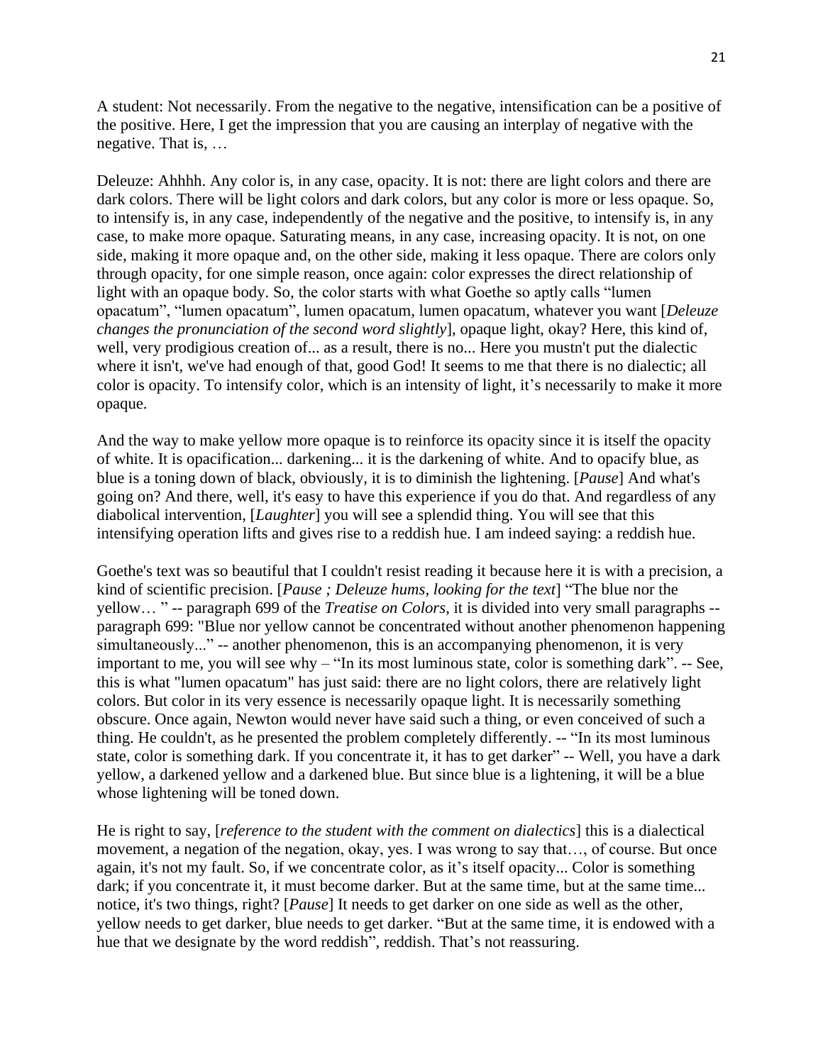A student: Not necessarily. From the negative to the negative, intensification can be a positive of the positive. Here, I get the impression that you are causing an interplay of negative with the negative. That is, …

Deleuze: Ahhhh. Any color is, in any case, opacity. It is not: there are light colors and there are dark colors. There will be light colors and dark colors, but any color is more or less opaque. So, to intensify is, in any case, independently of the negative and the positive, to intensify is, in any case, to make more opaque. Saturating means, in any case, increasing opacity. It is not, on one side, making it more opaque and, on the other side, making it less opaque. There are colors only through opacity, for one simple reason, once again: color expresses the direct relationship of light with an opaque body. So, the color starts with what Goethe so aptly calls "lumen opacatum", "lumen opacatum", lumen opacatum, lumen opacatum, whatever you want [*Deleuze changes the pronunciation of the second word slightly*], opaque light, okay? Here, this kind of, well, very prodigious creation of... as a result, there is no... Here you mustn't put the dialectic where it isn't, we've had enough of that, good God! It seems to me that there is no dialectic; all color is opacity. To intensify color, which is an intensity of light, it's necessarily to make it more opaque.

And the way to make yellow more opaque is to reinforce its opacity since it is itself the opacity of white. It is opacification... darkening... it is the darkening of white. And to opacify blue, as blue is a toning down of black, obviously, it is to diminish the lightening. [*Pause*] And what's going on? And there, well, it's easy to have this experience if you do that. And regardless of any diabolical intervention, [*Laughter*] you will see a splendid thing. You will see that this intensifying operation lifts and gives rise to a reddish hue. I am indeed saying: a reddish hue.

Goethe's text was so beautiful that I couldn't resist reading it because here it is with a precision, a kind of scientific precision. [*Pause ; Deleuze hums, looking for the text*] "The blue nor the yellow… " -- paragraph 699 of the *Treatise on Colors*, it is divided into very small paragraphs -- paragraph 699: "Blue nor yellow cannot be concentrated without another phenomenon happening simultaneously..." -- another phenomenon, this is an accompanying phenomenon, it is very important to me, you will see why – "In its most luminous state, color is something dark". -- See, this is what "lumen opacatum" has just said: there are no light colors, there are relatively light colors. But color in its very essence is necessarily opaque light. It is necessarily something obscure. Once again, Newton would never have said such a thing, or even conceived of such a thing. He couldn't, as he presented the problem completely differently. -- "In its most luminous state, color is something dark. If you concentrate it, it has to get darker" -- Well, you have a dark yellow, a darkened yellow and a darkened blue. But since blue is a lightening, it will be a blue whose lightening will be toned down.

He is right to say, [*reference to the student with the comment on dialectics*] this is a dialectical movement, a negation of the negation, okay, yes. I was wrong to say that…, of course. But once again, it's not my fault. So, if we concentrate color, as it's itself opacity... Color is something dark; if you concentrate it, it must become darker. But at the same time, but at the same time... notice, it's two things, right? [*Pause*] It needs to get darker on one side as well as the other, yellow needs to get darker, blue needs to get darker. "But at the same time, it is endowed with a hue that we designate by the word reddish", reddish. That's not reassuring.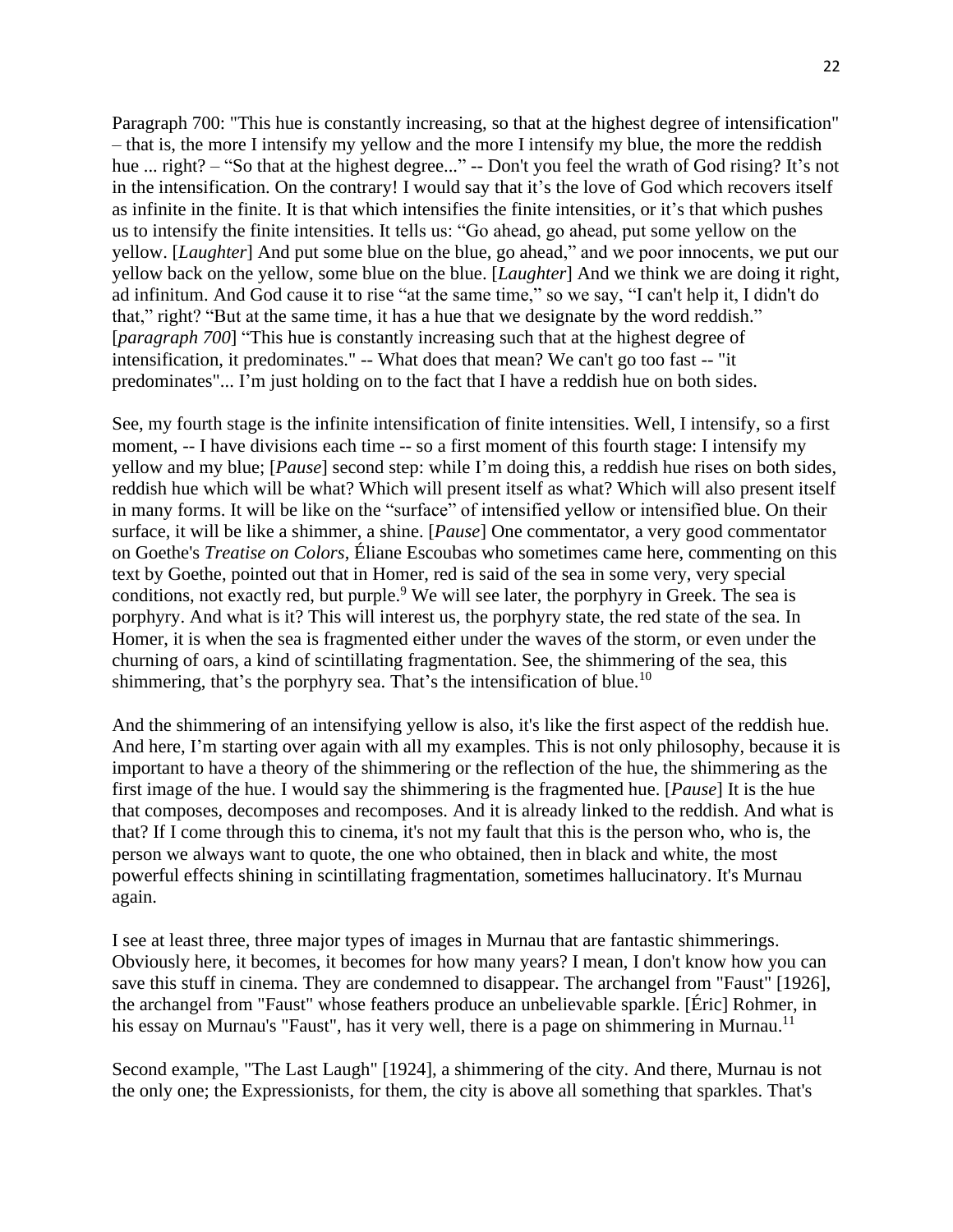Paragraph 700: "This hue is constantly increasing, so that at the highest degree of intensification" – that is, the more I intensify my yellow and the more I intensify my blue, the more the reddish hue ... right? – "So that at the highest degree..." -- Don't you feel the wrath of God rising? It's not in the intensification. On the contrary! I would say that it's the love of God which recovers itself as infinite in the finite. It is that which intensifies the finite intensities, or it's that which pushes us to intensify the finite intensities. It tells us: "Go ahead, go ahead, put some yellow on the yellow. [*Laughter*] And put some blue on the blue, go ahead," and we poor innocents, we put our yellow back on the yellow, some blue on the blue. [*Laughter*] And we think we are doing it right, ad infinitum. And God cause it to rise "at the same time," so we say, "I can't help it, I didn't do that," right? "But at the same time, it has a hue that we designate by the word reddish." [*paragraph 700*] "This hue is constantly increasing such that at the highest degree of intensification, it predominates." -- What does that mean? We can't go too fast -- "it predominates"... I'm just holding on to the fact that I have a reddish hue on both sides.

See, my fourth stage is the infinite intensification of finite intensities. Well, I intensify, so a first moment, -- I have divisions each time -- so a first moment of this fourth stage: I intensify my yellow and my blue; [*Pause*] second step: while I'm doing this, a reddish hue rises on both sides, reddish hue which will be what? Which will present itself as what? Which will also present itself in many forms. It will be like on the "surface" of intensified yellow or intensified blue. On their surface, it will be like a shimmer, a shine. [*Pause*] One commentator, a very good commentator on Goethe's *Treatise on Colors*, Éliane Escoubas who sometimes came here, commenting on this text by Goethe, pointed out that in Homer, red is said of the sea in some very, very special conditions, not exactly red, but purple.[9] We will see later, the porphyry in Greek. The sea is porphyry. And what is it? This will interest us, the porphyry state, the red state of the sea. In Homer, it is when the sea is fragmented either under the waves of the storm, or even under the churning of oars, a kind of scintillating fragmentation. See, the shimmering of the sea, this shimmering, that's the porphyry sea. That's the intensification of blue.[10]

And the shimmering of an intensifying yellow is also, it's like the first aspect of the reddish hue. And here, I'm starting over again with all my examples. This is not only philosophy, because it is important to have a theory of the shimmering or the reflection of the hue, the shimmering as the first image of the hue. I would say the shimmering is the fragmented hue. [*Pause*] It is the hue that composes, decomposes and recomposes. And it is already linked to the reddish. And what is that? If I come through this to cinema, it's not my fault that this is the person who, who is, the person we always want to quote, the one who obtained, then in black and white, the most powerful effects shining in scintillating fragmentation, sometimes hallucinatory. It's Murnau again.

I see at least three, three major types of images in Murnau that are fantastic shimmerings. Obviously here, it becomes, it becomes for how many years? I mean, I don't know how you can save this stuff in cinema. They are condemned to disappear. The archangel from "Faust" [1926], the archangel from "Faust" whose feathers produce an unbelievable sparkle. [Éric] Rohmer, in his essay on Murnau's "Faust", has it very well, there is a page on shimmering in Murnau.[11]

Second example, "The Last Laugh" [1924], a shimmering of the city. And there, Murnau is not the only one; the Expressionists, for them, the city is above all something that sparkles. That's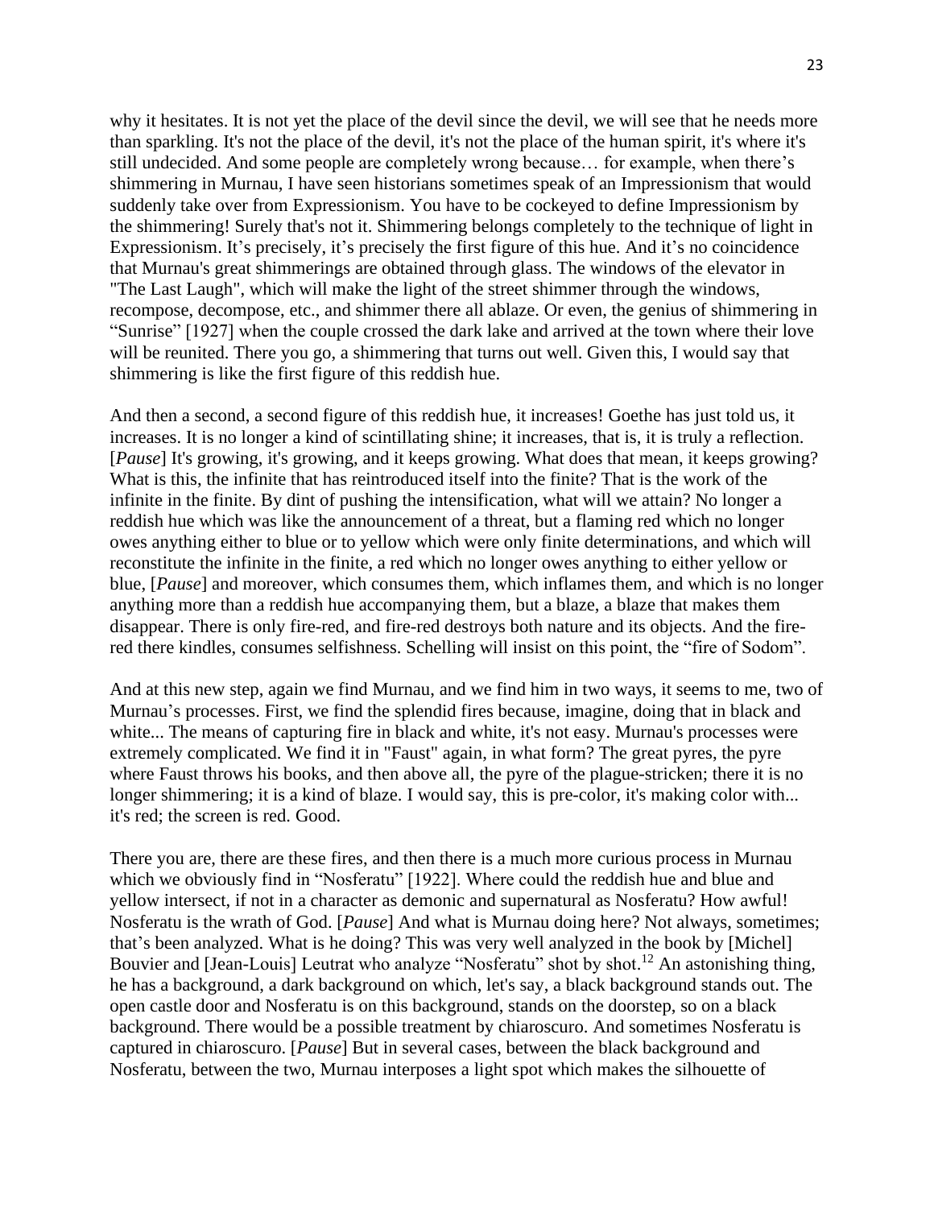why it hesitates. It is not yet the place of the devil since the devil, we will see that he needs more than sparkling. It's not the place of the devil, it's not the place of the human spirit, it's where it's still undecided. And some people are completely wrong because… for example, when there's shimmering in Murnau, I have seen historians sometimes speak of an Impressionism that would suddenly take over from Expressionism. You have to be cockeyed to define Impressionism by the shimmering! Surely that's not it. Shimmering belongs completely to the technique of light in Expressionism. It's precisely, it's precisely the first figure of this hue. And it's no coincidence that Murnau's great shimmerings are obtained through glass. The windows of the elevator in "The Last Laugh", which will make the light of the street shimmer through the windows, recompose, decompose, etc., and shimmer there all ablaze. Or even, the genius of shimmering in "Sunrise" [1927] when the couple crossed the dark lake and arrived at the town where their love will be reunited. There you go, a shimmering that turns out well. Given this, I would say that shimmering is like the first figure of this reddish hue.

And then a second, a second figure of this reddish hue, it increases! Goethe has just told us, it increases. It is no longer a kind of scintillating shine; it increases, that is, it is truly a reflection. [*Pause*] It's growing, it's growing, and it keeps growing. What does that mean, it keeps growing? What is this, the infinite that has reintroduced itself into the finite? That is the work of the infinite in the finite. By dint of pushing the intensification, what will we attain? No longer a reddish hue which was like the announcement of a threat, but a flaming red which no longer owes anything either to blue or to yellow which were only finite determinations, and which will reconstitute the infinite in the finite, a red which no longer owes anything to either yellow or blue, [*Pause*] and moreover, which consumes them, which inflames them, and which is no longer anything more than a reddish hue accompanying them, but a blaze, a blaze that makes them disappear. There is only fire-red, and fire-red destroys both nature and its objects. And the fire-red there kindles, consumes selfishness. Schelling will insist on this point, the "fire of Sodom".

And at this new step, again we find Murnau, and we find him in two ways, it seems to me, two of Murnau's processes. First, we find the splendid fires because, imagine, doing that in black and white... The means of capturing fire in black and white, it's not easy. Murnau's processes were extremely complicated. We find it in "Faust" again, in what form? The great pyres, the pyre where Faust throws his books, and then above all, the pyre of the plague-stricken; there it is no longer shimmering; it is a kind of blaze. I would say, this is pre-color, it's making color with... it's red; the screen is red. Good.

There you are, there are these fires, and then there is a much more curious process in Murnau which we obviously find in "Nosferatu" [1922]. Where could the reddish hue and blue and yellow intersect, if not in a character as demonic and supernatural as Nosferatu? How awful! Nosferatu is the wrath of God. [*Pause*] And what is Murnau doing here? Not always, sometimes; that's been analyzed. What is he doing? This was very well analyzed in the book by [Michel] Bouvier and [Jean-Louis] Leutrat who analyze "Nosferatu" shot by shot.[12] An astonishing thing, he has a background, a dark background on which, let's say, a black background stands out. The open castle door and Nosferatu is on this background, stands on the doorstep, so on a black background. There would be a possible treatment by chiaroscuro. And sometimes Nosferatu is captured in chiaroscuro. [*Pause*] But in several cases, between the black background and Nosferatu, between the two, Murnau interposes a light spot which makes the silhouette of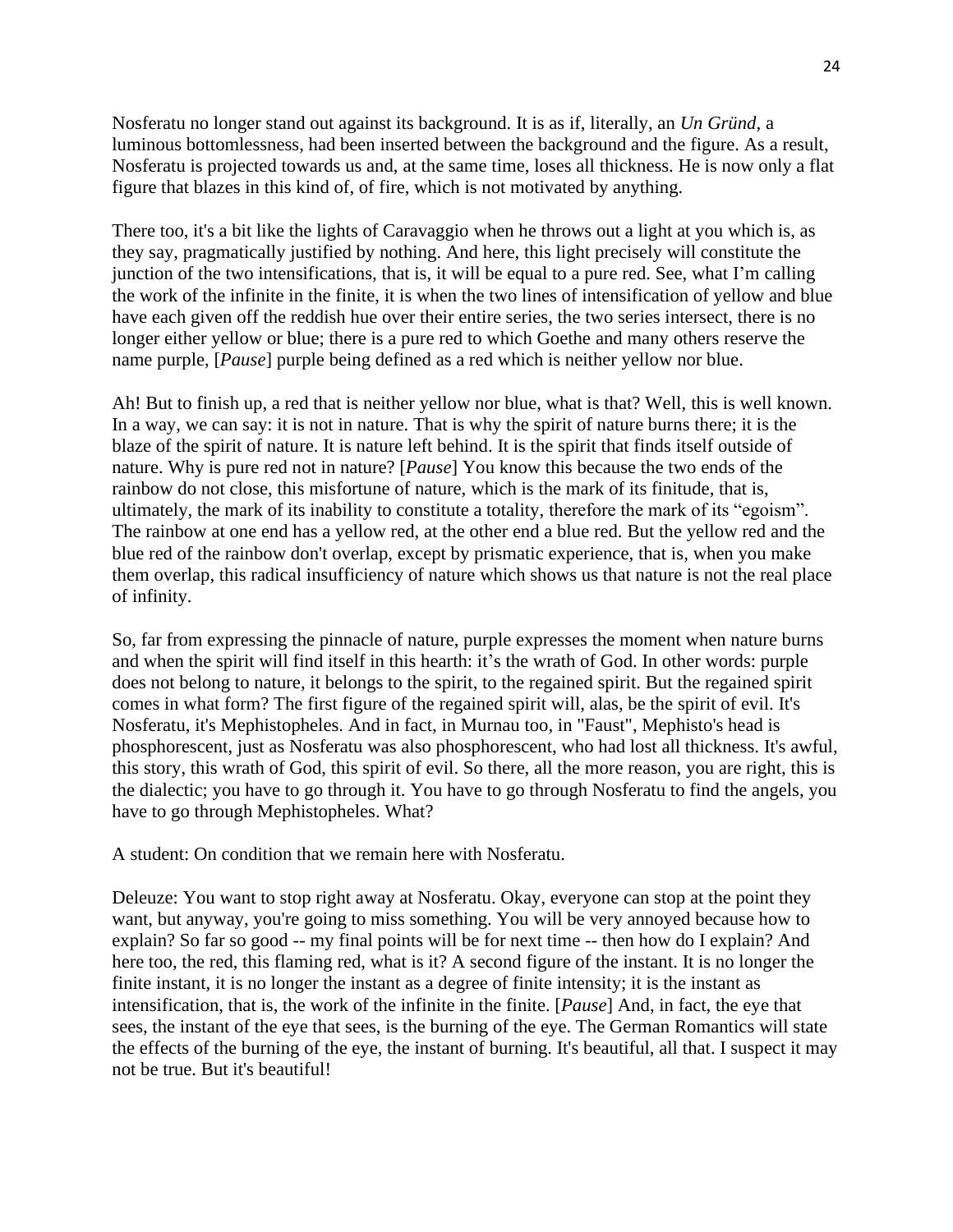Nosferatu no longer stand out against its background. It is as if, literally, an *Un Gründ*, a luminous bottomlessness, had been inserted between the background and the figure. As a result, Nosferatu is projected towards us and, at the same time, loses all thickness. He is now only a flat figure that blazes in this kind of, of fire, which is not motivated by anything.

There too, it's a bit like the lights of Caravaggio when he throws out a light at you which is, as they say, pragmatically justified by nothing. And here, this light precisely will constitute the junction of the two intensifications, that is, it will be equal to a pure red. See, what I'm calling the work of the infinite in the finite, it is when the two lines of intensification of yellow and blue have each given off the reddish hue over their entire series, the two series intersect, there is no longer either yellow or blue; there is a pure red to which Goethe and many others reserve the name purple, [*Pause*] purple being defined as a red which is neither yellow nor blue.

Ah! But to finish up, a red that is neither yellow nor blue, what is that? Well, this is well known. In a way, we can say: it is not in nature. That is why the spirit of nature burns there; it is the blaze of the spirit of nature. It is nature left behind. It is the spirit that finds itself outside of nature. Why is pure red not in nature? [*Pause*] You know this because the two ends of the rainbow do not close, this misfortune of nature, which is the mark of its finitude, that is, ultimately, the mark of its inability to constitute a totality, therefore the mark of its "egoism". The rainbow at one end has a yellow red, at the other end a blue red. But the yellow red and the blue red of the rainbow don't overlap, except by prismatic experience, that is, when you make them overlap, this radical insufficiency of nature which shows us that nature is not the real place of infinity.

So, far from expressing the pinnacle of nature, purple expresses the moment when nature burns and when the spirit will find itself in this hearth: it's the wrath of God. In other words: purple does not belong to nature, it belongs to the spirit, to the regained spirit. But the regained spirit comes in what form? The first figure of the regained spirit will, alas, be the spirit of evil. It's Nosferatu, it's Mephistopheles. And in fact, in Murnau too, in "Faust", Mephisto's head is phosphorescent, just as Nosferatu was also phosphorescent, who had lost all thickness. It's awful, this story, this wrath of God, this spirit of evil. So there, all the more reason, you are right, this is the dialectic; you have to go through it. You have to go through Nosferatu to find the angels, you have to go through Mephistopheles. What?

A student: On condition that we remain here with Nosferatu.

Deleuze: You want to stop right away at Nosferatu. Okay, everyone can stop at the point they want, but anyway, you're going to miss something. You will be very annoyed because how to explain? So far so good -- my final points will be for next time -- then how do I explain? And here too, the red, this flaming red, what is it? A second figure of the instant. It is no longer the finite instant, it is no longer the instant as a degree of finite intensity; it is the instant as intensification, that is, the work of the infinite in the finite. [*Pause*] And, in fact, the eye that sees, the instant of the eye that sees, is the burning of the eye. The German Romantics will state the effects of the burning of the eye, the instant of burning. It's beautiful, all that. I suspect it may not be true. But it's beautiful!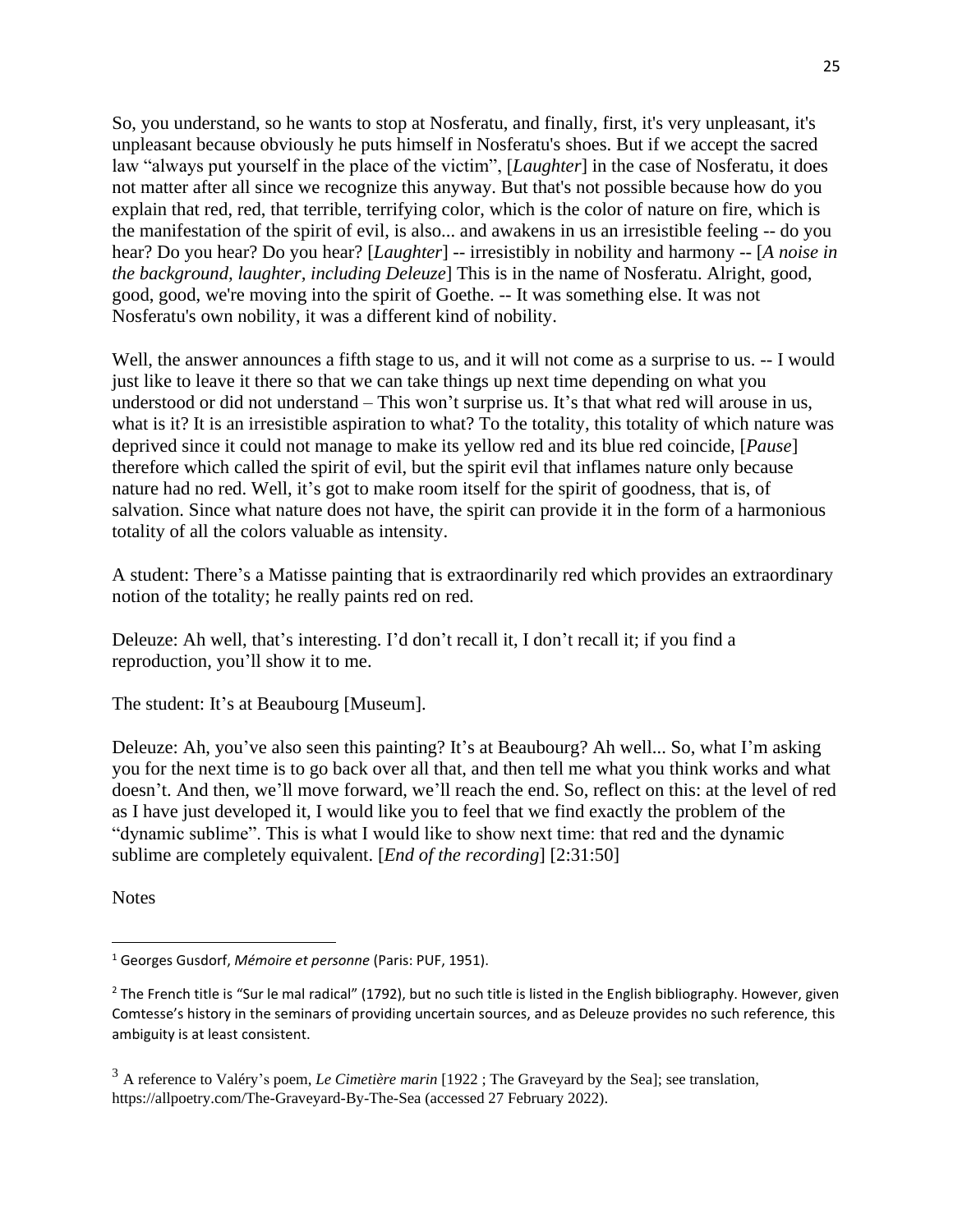So, you understand, so he wants to stop at Nosferatu, and finally, first, it's very unpleasant, it's unpleasant because obviously he puts himself in Nosferatu's shoes. But if we accept the sacred law "always put yourself in the place of the victim", [*Laughter*] in the case of Nosferatu, it does not matter after all since we recognize this anyway. But that's not possible because how do you explain that red, red, that terrible, terrifying color, which is the color of nature on fire, which is the manifestation of the spirit of evil, is also... and awakens in us an irresistible feeling -- do you hear? Do you hear? Do you hear? [*Laughter*] -- irresistibly in nobility and harmony -- [*A noise in the background, laughter, including Deleuze*] This is in the name of Nosferatu. Alright, good, good, good, we're moving into the spirit of Goethe. -- It was something else. It was not Nosferatu's own nobility, it was a different kind of nobility.

Well, the answer announces a fifth stage to us, and it will not come as a surprise to us. -- I would just like to leave it there so that we can take things up next time depending on what you understood or did not understand – This won't surprise us. It's that what red will arouse in us, what is it? It is an irresistible aspiration to what? To the totality, this totality of which nature was deprived since it could not manage to make its yellow red and its blue red coincide, [*Pause*] therefore which called the spirit of evil, but the spirit evil that inflames nature only because nature had no red. Well, it's got to make room itself for the spirit of goodness, that is, of salvation. Since what nature does not have, the spirit can provide it in the form of a harmonious totality of all the colors valuable as intensity.

A student: There's a Matisse painting that is extraordinarily red which provides an extraordinary notion of the totality; he really paints red on red.

Deleuze: Ah well, that's interesting. I'd don't recall it, I don't recall it; if you find a reproduction, you'll show it to me.

The student: It's at Beaubourg [Museum].

Deleuze: Ah, you've also seen this painting? It's at Beaubourg? Ah well... So, what I'm asking you for the next time is to go back over all that, and then tell me what you think works and what doesn't. And then, we'll move forward, we'll reach the end. So, reflect on this: at the level of red as I have just developed it, I would like you to feel that we find exactly the problem of the "dynamic sublime". This is what I would like to show next time: that red and the dynamic sublime are completely equivalent. [*End of the recording*] [2:31:50]

Notes

---

[1] Georges Gusdorf, *Mémoire et personne* (Paris: PUF, 1951).

[2] The French title is "Sur le mal radical" (1792), but no such title is listed in the English bibliography. However, given Comtesse's history in the seminars of providing uncertain sources, and as Deleuze provides no such reference, this ambiguity is at least consistent.

[3] A reference to Valéry's poem, *Le Cimetière marin* [1922 ; The Graveyard by the Sea]; see translation, https://allpoetry.com/The-Graveyard-By-The-Sea (accessed 27 February 2022).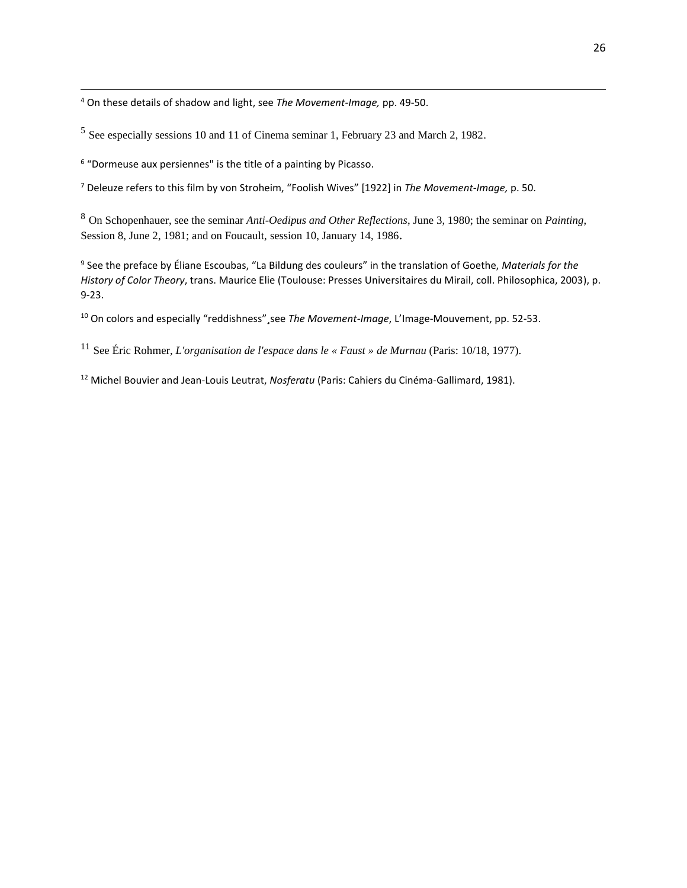[4] On these details of shadow and light, see *The Movement-Image,* pp. 49-50.

[5] See especially sessions 10 and 11 of Cinema seminar 1, February 23 and March 2, 1982.

[6] "Dormeuse aux persiennes" is the title of a painting by Picasso.

[7] Deleuze refers to this film by von Stroheim, "Foolish Wives" [1922] in *The Movement-Image,* p. 50.

[8] On Schopenhauer, see the seminar *Anti-Oedipus and Other Reflections*, June 3, 1980; the seminar on *Painting*, Session 8, June 2, 1981; and on Foucault, session 10, January 14, 1986.

[9] See the preface by Éliane Escoubas, "La Bildung des couleurs" in the translation of Goethe, *Materials for the History of Color Theory*, trans. Maurice Elie (Toulouse: Presses Universitaires du Mirail, coll. Philosophica, 2003), p. 9-23.

[10] On colors and especially "reddishness"¸see *The Movement-Image*, L'Image-Mouvement, pp. 52-53.

[11] See Éric Rohmer, *L'organisation de l'espace dans le « Faust » de Murnau* (Paris: 10/18, 1977).

[12] Michel Bouvier and Jean-Louis Leutrat, *Nosferatu* (Paris: Cahiers du Cinéma-Gallimard, 1981).